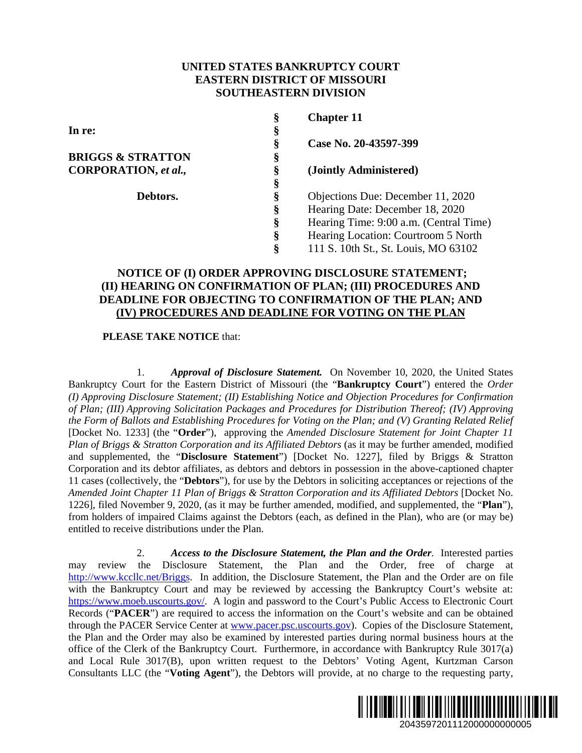**UNITED STATES BANKRUPTCY COURT**
**EASTERN DISTRICT OF MISSOURI**
**SOUTHEASTERN DIVISION**

| | | |
|---|---|---|
| **In re:** | § | **Chapter 11** |
| | § | |
| **BRIGGS & STRATTON CORPORATION, *et al.*,** | § | **Case No. 20-43597-399** |
| | § | |
| **Debtors.** | § | **(Jointly Administered)** |
| | § | |
| | § | Objections Due: December 11, 2020 |
| | § | Hearing Date: December 18, 2020 |
| | § | Hearing Time: 9:00 a.m. (Central Time) |
| | § | Hearing Location: Courtroom 5 North |
| | § | 111 S. 10th St., St. Louis, MO 63102 |

**NOTICE OF (I) ORDER APPROVING DISCLOSURE STATEMENT; (II) HEARING ON CONFIRMATION OF PLAN; (III) PROCEDURES AND DEADLINE FOR OBJECTING TO CONFIRMATION OF THE PLAN; AND (IV) PROCEDURES AND DEADLINE FOR VOTING ON THE PLAN**

**PLEASE TAKE NOTICE** that:

1. ***Approval of Disclosure Statement.*** On November 10, 2020, the United States Bankruptcy Court for the Eastern District of Missouri (the "**Bankruptcy Court**") entered the *Order (I) Approving Disclosure Statement; (II) Establishing Notice and Objection Procedures for Confirmation of Plan; (III) Approving Solicitation Packages and Procedures for Distribution Thereof; (IV) Approving the Form of Ballots and Establishing Procedures for Voting on the Plan; and (V) Granting Related Relief* [Docket No. 1233] (the "**Order**"), approving the *Amended Disclosure Statement for Joint Chapter 11 Plan of Briggs & Stratton Corporation and its Affiliated Debtors* (as it may be further amended, modified and supplemented, the "**Disclosure Statement**") [Docket No. 1227], filed by Briggs & Stratton Corporation and its debtor affiliates, as debtors and debtors in possession in the above-captioned chapter 11 cases (collectively, the "**Debtors**"), for use by the Debtors in soliciting acceptances or rejections of the *Amended Joint Chapter 11 Plan of Briggs & Stratton Corporation and its Affiliated Debtors* [Docket No. 1226], filed November 9, 2020, (as it may be further amended, modified, and supplemented, the "**Plan**"), from holders of impaired Claims against the Debtors (each, as defined in the Plan), who are (or may be) entitled to receive distributions under the Plan.

2. ***Access to the Disclosure Statement, the Plan and the Order***. Interested parties may review the Disclosure Statement, the Plan and the Order, free of charge at http://www.kccllc.net/Briggs. In addition, the Disclosure Statement, the Plan and the Order are on file with the Bankruptcy Court and may be reviewed by accessing the Bankruptcy Court's website at: https://www.moeb.uscourts.gov/. A login and password to the Court's Public Access to Electronic Court Records ("**PACER**") are required to access the information on the Court's website and can be obtained through the PACER Service Center at www.pacer.psc.uscourts.gov). Copies of the Disclosure Statement, the Plan and the Order may also be examined by interested parties during normal business hours at the office of the Clerk of the Bankruptcy Court. Furthermore, in accordance with Bankruptcy Rule 3017(a) and Local Rule 3017(B), upon written request to the Debtors' Voting Agent, Kurtzman Carson Consultants LLC (the "**Voting Agent**"), the Debtors will provide, at no charge to the requesting party,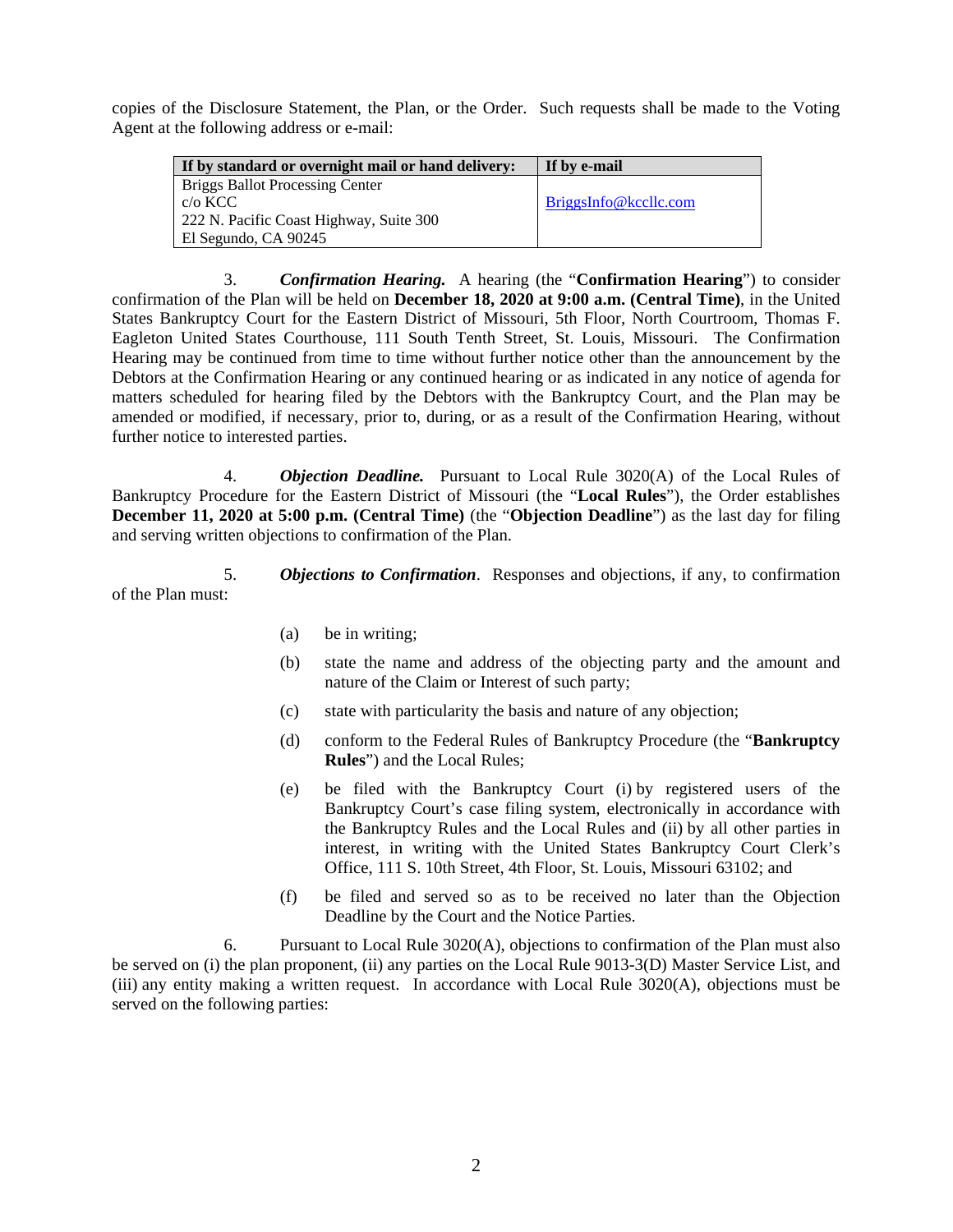copies of the Disclosure Statement, the Plan, or the Order. Such requests shall be made to the Voting Agent at the following address or e-mail:

| If by standard or overnight mail or hand delivery: | If by e-mail |
|---|---|
| Briggs Ballot Processing Center<br>c/o KCC<br>222 N. Pacific Coast Highway, Suite 300<br>El Segundo, CA 90245 | BriggsInfo@kccllc.com |

3. ***Confirmation Hearing.*** A hearing (the "**Confirmation Hearing**") to consider confirmation of the Plan will be held on **December 18, 2020 at 9:00 a.m. (Central Time)**, in the United States Bankruptcy Court for the Eastern District of Missouri, 5th Floor, North Courtroom, Thomas F. Eagleton United States Courthouse, 111 South Tenth Street, St. Louis, Missouri. The Confirmation Hearing may be continued from time to time without further notice other than the announcement by the Debtors at the Confirmation Hearing or any continued hearing or as indicated in any notice of agenda for matters scheduled for hearing filed by the Debtors with the Bankruptcy Court, and the Plan may be amended or modified, if necessary, prior to, during, or as a result of the Confirmation Hearing, without further notice to interested parties.

4. ***Objection Deadline.*** Pursuant to Local Rule 3020(A) of the Local Rules of Bankruptcy Procedure for the Eastern District of Missouri (the "**Local Rules**"), the Order establishes **December 11, 2020 at 5:00 p.m. (Central Time)** (the "**Objection Deadline**") as the last day for filing and serving written objections to confirmation of the Plan.

5. ***Objections to Confirmation***. Responses and objections, if any, to confirmation of the Plan must:

(a) be in writing;

(b) state the name and address of the objecting party and the amount and nature of the Claim or Interest of such party;

(c) state with particularity the basis and nature of any objection;

(d) conform to the Federal Rules of Bankruptcy Procedure (the "**Bankruptcy Rules**") and the Local Rules;

(e) be filed with the Bankruptcy Court (i) by registered users of the Bankruptcy Court's case filing system, electronically in accordance with the Bankruptcy Rules and the Local Rules and (ii) by all other parties in interest, in writing with the United States Bankruptcy Court Clerk's Office, 111 S. 10th Street, 4th Floor, St. Louis, Missouri 63102; and

(f) be filed and served so as to be received no later than the Objection Deadline by the Court and the Notice Parties.

6. Pursuant to Local Rule 3020(A), objections to confirmation of the Plan must also be served on (i) the plan proponent, (ii) any parties on the Local Rule 9013-3(D) Master Service List, and (iii) any entity making a written request. In accordance with Local Rule 3020(A), objections must be served on the following parties: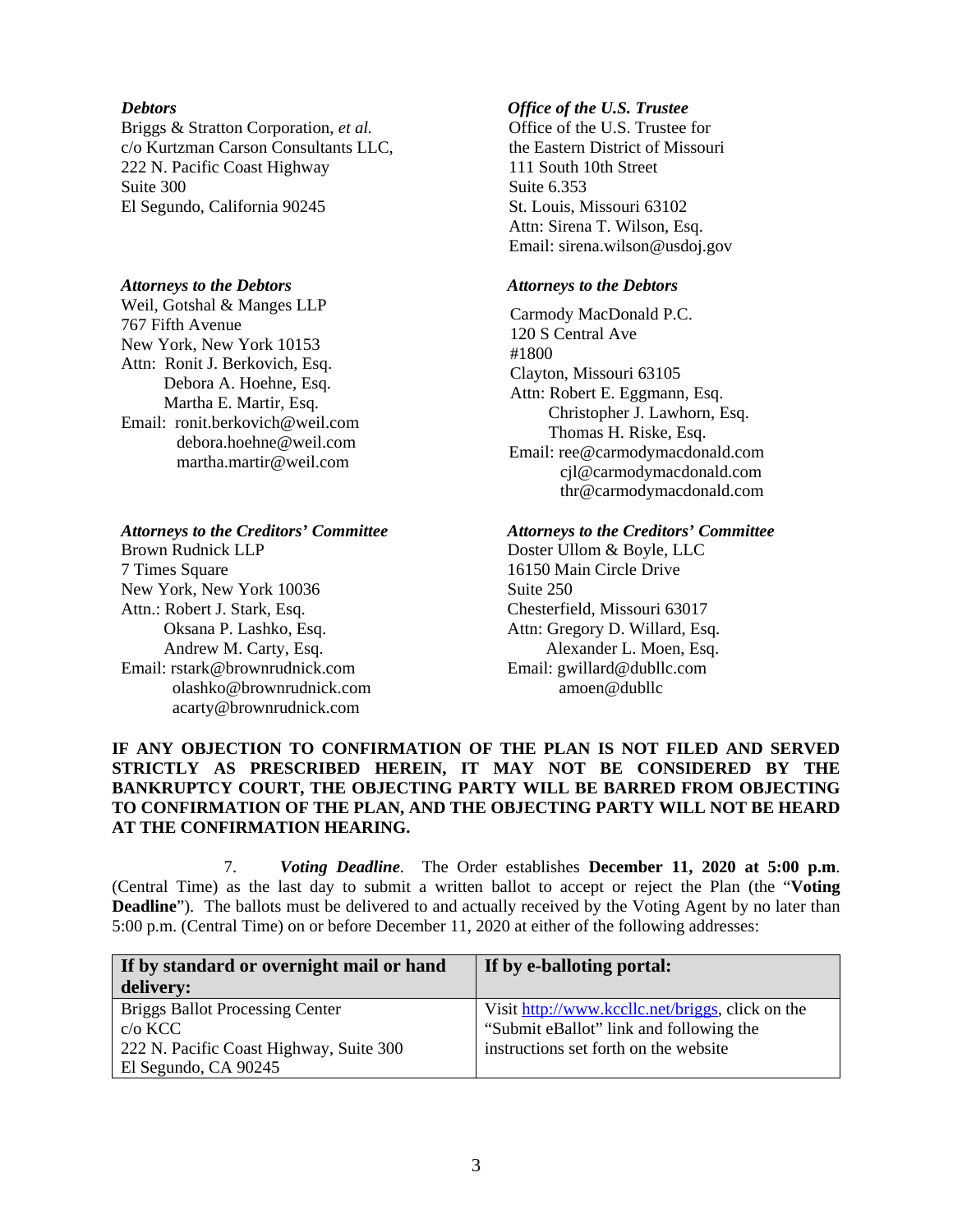***Debtors***
Briggs & Stratton Corporation, *et al.*
c/o Kurtzman Carson Consultants LLC,
222 N. Pacific Coast Highway
Suite 300
El Segundo, California 90245

***Office of the U.S. Trustee***
Office of the U.S. Trustee for
the Eastern District of Missouri
111 South 10th Street
Suite 6.353
St. Louis, Missouri 63102
Attn: Sirena T. Wilson, Esq.
Email: sirena.wilson@usdoj.gov

***Attorneys to the Debtors***
Weil, Gotshal & Manges LLP
767 Fifth Avenue
New York, New York 10153
Attn: Ronit J. Berkovich, Esq.
Debora A. Hoehne, Esq.
Martha E. Martir, Esq.
Email: ronit.berkovich@weil.com
debora.hoehne@weil.com
martha.martir@weil.com

***Attorneys to the Debtors***
Carmody MacDonald P.C.
120 S Central Ave
#1800
Clayton, Missouri 63105
Attn: Robert E. Eggmann, Esq.
Christopher J. Lawhorn, Esq.
Thomas H. Riske, Esq.
Email: ree@carmodymacdonald.com
cjl@carmodymacdonald.com
thr@carmodymacdonald.com

***Attorneys to the Creditors' Committee***
Brown Rudnick LLP
7 Times Square
New York, New York 10036
Attn.: Robert J. Stark, Esq.
Oksana P. Lashko, Esq.
Andrew M. Carty, Esq.
Email: rstark@brownrudnick.com
olashko@brownrudnick.com
acarty@brownrudnick.com

***Attorneys to the Creditors' Committee***
Doster Ullom & Boyle, LLC
16150 Main Circle Drive
Suite 250
Chesterfield, Missouri 63017
Attn: Gregory D. Willard, Esq.
Alexander L. Moen, Esq.
Email: gwillard@dubllc.com
amoen@dubllc

**IF ANY OBJECTION TO CONFIRMATION OF THE PLAN IS NOT FILED AND SERVED STRICTLY AS PRESCRIBED HEREIN, IT MAY NOT BE CONSIDERED BY THE BANKRUPTCY COURT, THE OBJECTING PARTY WILL BE BARRED FROM OBJECTING TO CONFIRMATION OF THE PLAN, AND THE OBJECTING PARTY WILL NOT BE HEARD AT THE CONFIRMATION HEARING.**

7. ***Voting Deadline***. The Order establishes **December 11, 2020 at 5:00 p.m**. (Central Time) as the last day to submit a written ballot to accept or reject the Plan (the "**Voting Deadline**"). The ballots must be delivered to and actually received by the Voting Agent by no later than 5:00 p.m. (Central Time) on or before December 11, 2020 at either of the following addresses:

| **If by standard or overnight mail or hand delivery:** | **If by e-balloting portal:** |
|---|---|
| Briggs Ballot Processing Center<br>c/o KCC<br>222 N. Pacific Coast Highway, Suite 300<br>El Segundo, CA 90245 | Visit http://www.kccllc.net/briggs, click on the "Submit eBallot" link and following the instructions set forth on the website |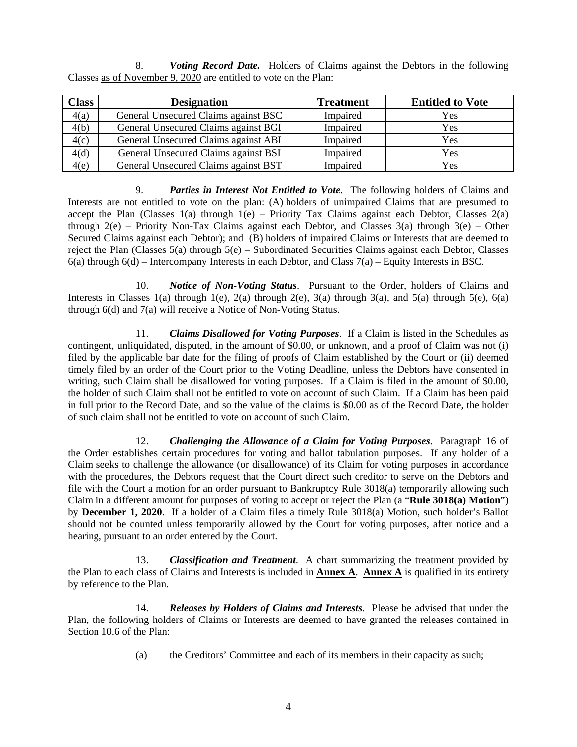8. ***Voting Record Date.*** Holders of Claims against the Debtors in the following Classes as of November 9, 2020 are entitled to vote on the Plan:

| Class | Designation | Treatment | Entitled to Vote |
|---|---|---|---|
| 4(a) | General Unsecured Claims against BSC | Impaired | Yes |
| 4(b) | General Unsecured Claims against BGI | Impaired | Yes |
| 4(c) | General Unsecured Claims against ABI | Impaired | Yes |
| 4(d) | General Unsecured Claims against BSI | Impaired | Yes |
| 4(e) | General Unsecured Claims against BST | Impaired | Yes |

9. ***Parties in Interest Not Entitled to Vote***. The following holders of Claims and Interests are not entitled to vote on the plan: (A) holders of unimpaired Claims that are presumed to accept the Plan (Classes 1(a) through 1(e) – Priority Tax Claims against each Debtor, Classes 2(a) through 2(e) – Priority Non-Tax Claims against each Debtor, and Classes 3(a) through 3(e) – Other Secured Claims against each Debtor); and (B) holders of impaired Claims or Interests that are deemed to reject the Plan (Classes 5(a) through 5(e) – Subordinated Securities Claims against each Debtor, Classes 6(a) through 6(d) – Intercompany Interests in each Debtor, and Class 7(a) – Equity Interests in BSC.

10. ***Notice of Non-Voting Status***. Pursuant to the Order, holders of Claims and Interests in Classes 1(a) through 1(e), 2(a) through 2(e), 3(a) through 3(a), and 5(a) through 5(e), 6(a) through 6(d) and 7(a) will receive a Notice of Non-Voting Status.

11. ***Claims Disallowed for Voting Purposes***. If a Claim is listed in the Schedules as contingent, unliquidated, disputed, in the amount of $0.00, or unknown, and a proof of Claim was not (i) filed by the applicable bar date for the filing of proofs of Claim established by the Court or (ii) deemed timely filed by an order of the Court prior to the Voting Deadline, unless the Debtors have consented in writing, such Claim shall be disallowed for voting purposes. If a Claim is filed in the amount of $0.00, the holder of such Claim shall not be entitled to vote on account of such Claim. If a Claim has been paid in full prior to the Record Date, and so the value of the claims is $0.00 as of the Record Date, the holder of such claim shall not be entitled to vote on account of such Claim.

12. ***Challenging the Allowance of a Claim for Voting Purposes***. Paragraph 16 of the Order establishes certain procedures for voting and ballot tabulation purposes. If any holder of a Claim seeks to challenge the allowance (or disallowance) of its Claim for voting purposes in accordance with the procedures, the Debtors request that the Court direct such creditor to serve on the Debtors and file with the Court a motion for an order pursuant to Bankruptcy Rule 3018(a) temporarily allowing such Claim in a different amount for purposes of voting to accept or reject the Plan (a "**Rule 3018(a) Motion**") by **December 1, 2020**. If a holder of a Claim files a timely Rule 3018(a) Motion, such holder's Ballot should not be counted unless temporarily allowed by the Court for voting purposes, after notice and a hearing, pursuant to an order entered by the Court.

13. ***Classification and Treatment***. A chart summarizing the treatment provided by the Plan to each class of Claims and Interests is included in **Annex A**. **Annex A** is qualified in its entirety by reference to the Plan.

14. ***Releases by Holders of Claims and Interests***. Please be advised that under the Plan, the following holders of Claims or Interests are deemed to have granted the releases contained in Section 10.6 of the Plan:

(a) the Creditors' Committee and each of its members in their capacity as such;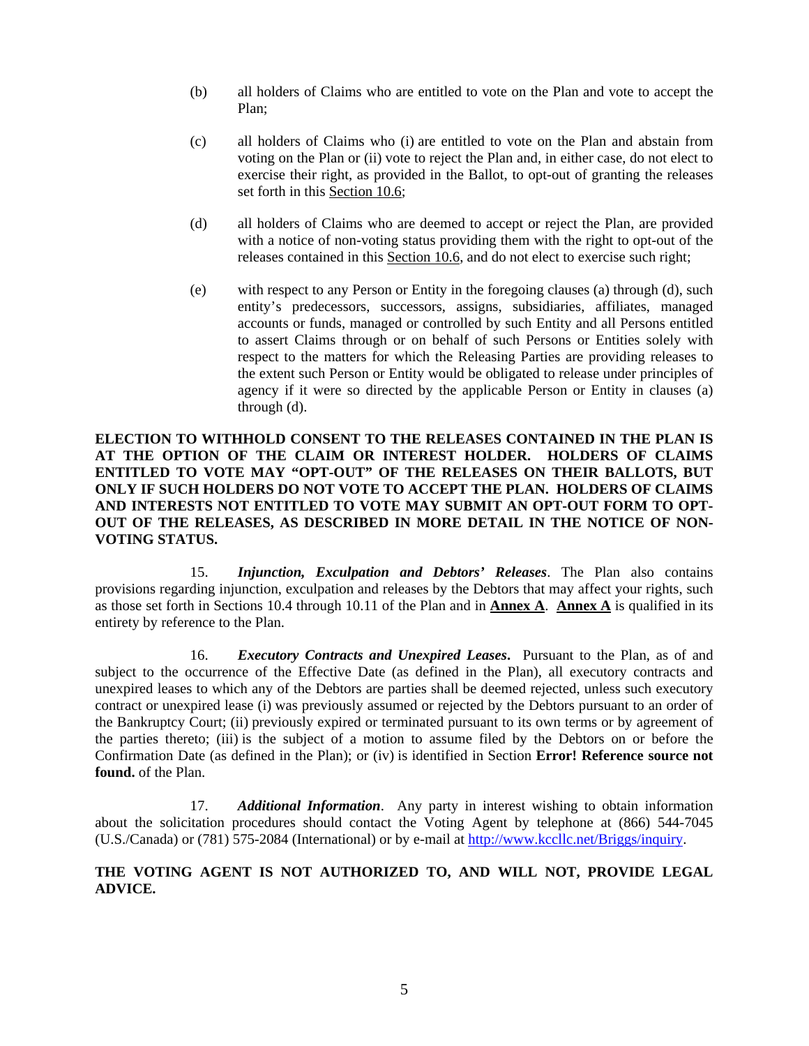(b) all holders of Claims who are entitled to vote on the Plan and vote to accept the Plan;

(c) all holders of Claims who (i) are entitled to vote on the Plan and abstain from voting on the Plan or (ii) vote to reject the Plan and, in either case, do not elect to exercise their right, as provided in the Ballot, to opt-out of granting the releases set forth in this Section 10.6;

(d) all holders of Claims who are deemed to accept or reject the Plan, are provided with a notice of non-voting status providing them with the right to opt-out of the releases contained in this Section 10.6, and do not elect to exercise such right;

(e) with respect to any Person or Entity in the foregoing clauses (a) through (d), such entity's predecessors, successors, assigns, subsidiaries, affiliates, managed accounts or funds, managed or controlled by such Entity and all Persons entitled to assert Claims through or on behalf of such Persons or Entities solely with respect to the matters for which the Releasing Parties are providing releases to the extent such Person or Entity would be obligated to release under principles of agency if it were so directed by the applicable Person or Entity in clauses (a) through (d).

**ELECTION TO WITHHOLD CONSENT TO THE RELEASES CONTAINED IN THE PLAN IS AT THE OPTION OF THE CLAIM OR INTEREST HOLDER. HOLDERS OF CLAIMS ENTITLED TO VOTE MAY "OPT-OUT" OF THE RELEASES ON THEIR BALLOTS, BUT ONLY IF SUCH HOLDERS DO NOT VOTE TO ACCEPT THE PLAN. HOLDERS OF CLAIMS AND INTERESTS NOT ENTITLED TO VOTE MAY SUBMIT AN OPT-OUT FORM TO OPT-OUT OF THE RELEASES, AS DESCRIBED IN MORE DETAIL IN THE NOTICE OF NON-VOTING STATUS.**

15. ***Injunction, Exculpation and Debtors' Releases***. The Plan also contains provisions regarding injunction, exculpation and releases by the Debtors that may affect your rights, such as those set forth in Sections 10.4 through 10.11 of the Plan and in **Annex A**. **Annex A** is qualified in its entirety by reference to the Plan.

16. ***Executory Contracts and Unexpired Leases***. Pursuant to the Plan, as of and subject to the occurrence of the Effective Date (as defined in the Plan), all executory contracts and unexpired leases to which any of the Debtors are parties shall be deemed rejected, unless such executory contract or unexpired lease (i) was previously assumed or rejected by the Debtors pursuant to an order of the Bankruptcy Court; (ii) previously expired or terminated pursuant to its own terms or by agreement of the parties thereto; (iii) is the subject of a motion to assume filed by the Debtors on or before the Confirmation Date (as defined in the Plan); or (iv) is identified in Section **Error! Reference source not found.** of the Plan.

17. ***Additional Information***. Any party in interest wishing to obtain information about the solicitation procedures should contact the Voting Agent by telephone at (866) 544-7045 (U.S./Canada) or (781) 575-2084 (International) or by e-mail at http://www.kccllc.net/Briggs/inquiry.

**THE VOTING AGENT IS NOT AUTHORIZED TO, AND WILL NOT, PROVIDE LEGAL ADVICE.**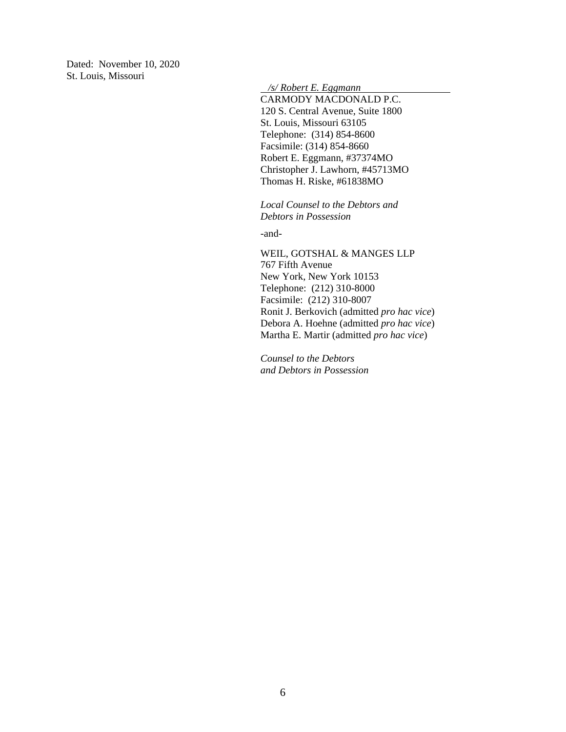Dated: November 10, 2020
St. Louis, Missouri

*/s/ Robert E. Eggmann*
CARMODY MACDONALD P.C.
120 S. Central Avenue, Suite 1800
St. Louis, Missouri 63105
Telephone: (314) 854-8600
Facsimile: (314) 854-8660
Robert E. Eggmann, #37374MO
Christopher J. Lawhorn, #45713MO
Thomas H. Riske, #61838MO

*Local Counsel to the Debtors and Debtors in Possession*

-and-

WEIL, GOTSHAL & MANGES LLP
767 Fifth Avenue
New York, New York 10153
Telephone: (212) 310-8000
Facsimile: (212) 310-8007
Ronit J. Berkovich (admitted *pro hac vice*)
Debora A. Hoehne (admitted *pro hac vice*)
Martha E. Martir (admitted *pro hac vice*)

*Counsel to the Debtors and Debtors in Possession*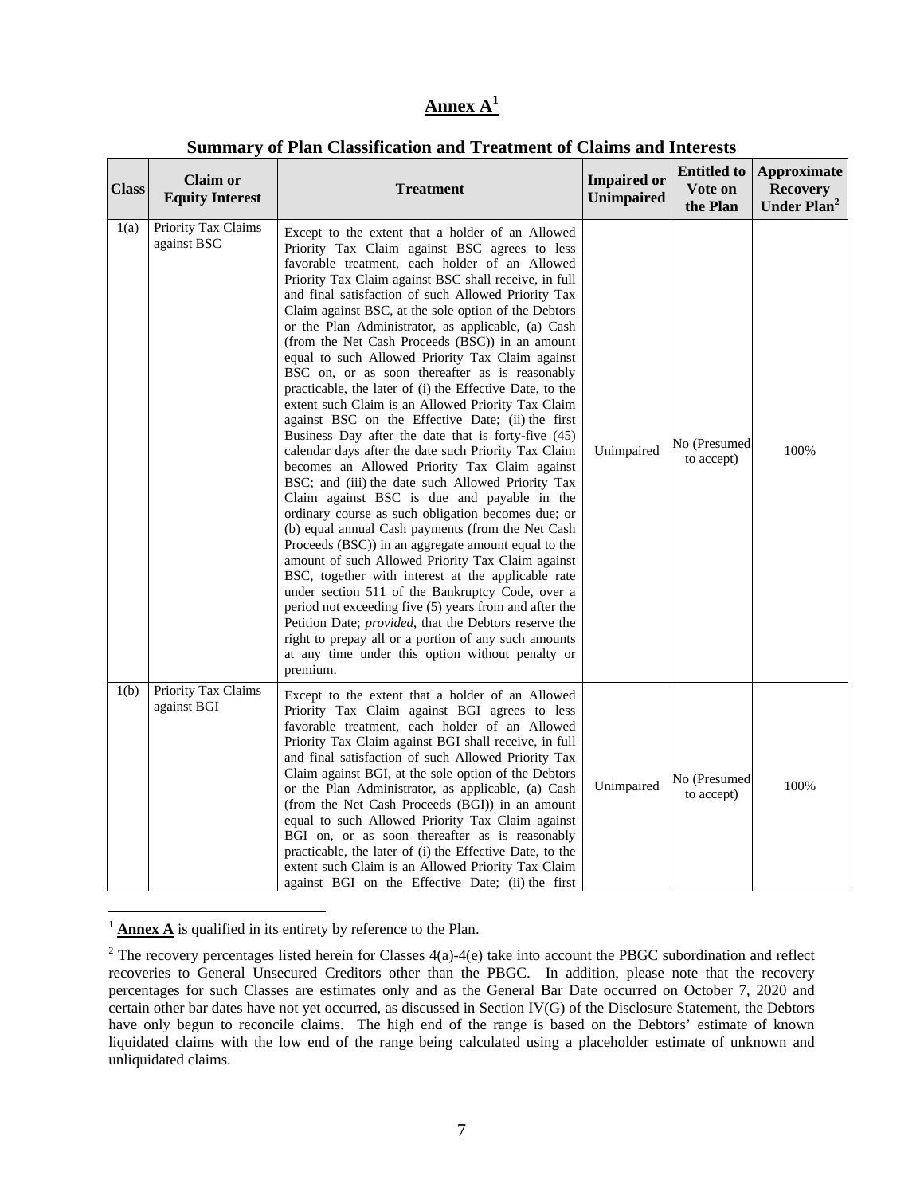# Annex A[1]

## Summary of Plan Classification and Treatment of Claims and Interests

| Class | Claim or Equity Interest | Treatment | Impaired or Unimpaired | Entitled to Vote on the Plan | Approximate Recovery Under Plan[2] |
|---|---|---|---|---|---|
| 1(a) | Priority Tax Claims against BSC | Except to the extent that a holder of an Allowed Priority Tax Claim against BSC agrees to less favorable treatment, each holder of an Allowed Priority Tax Claim against BSC shall receive, in full and final satisfaction of such Allowed Priority Tax Claim against BSC, at the sole option of the Debtors or the Plan Administrator, as applicable, (a) Cash (from the Net Cash Proceeds (BSC)) in an amount equal to such Allowed Priority Tax Claim against BSC on, or as soon thereafter as is reasonably practicable, the later of (i) the Effective Date, to the extent such Claim is an Allowed Priority Tax Claim against BSC on the Effective Date; (ii) the first Business Day after the date that is forty-five (45) calendar days after the date such Priority Tax Claim becomes an Allowed Priority Tax Claim against BSC; and (iii) the date such Allowed Priority Tax Claim against BSC is due and payable in the ordinary course as such obligation becomes due; or (b) equal annual Cash payments (from the Net Cash Proceeds (BSC)) in an aggregate amount equal to the amount of such Allowed Priority Tax Claim against BSC, together with interest at the applicable rate under section 511 of the Bankruptcy Code, over a period not exceeding five (5) years from and after the Petition Date; *provided*, that the Debtors reserve the right to prepay all or a portion of any such amounts at any time under this option without penalty or premium. | Unimpaired | No (Presumed to accept) | 100% |
| 1(b) | Priority Tax Claims against BGI | Except to the extent that a holder of an Allowed Priority Tax Claim against BGI agrees to less favorable treatment, each holder of an Allowed Priority Tax Claim against BGI shall receive, in full and final satisfaction of such Allowed Priority Tax Claim against BGI, at the sole option of the Debtors or the Plan Administrator, as applicable, (a) Cash (from the Net Cash Proceeds (BGI)) in an amount equal to such Allowed Priority Tax Claim against BGI on, or as soon thereafter as is reasonably practicable, the later of (i) the Effective Date, to the extent such Claim is an Allowed Priority Tax Claim against BGI on the Effective Date; (ii) the first | Unimpaired | No (Presumed to accept) | 100% |

[1] **Annex A** is qualified in its entirety by reference to the Plan.

[2] The recovery percentages listed herein for Classes 4(a)-4(e) take into account the PBGC subordination and reflect recoveries to General Unsecured Creditors other than the PBGC. In addition, please note that the recovery percentages for such Classes are estimates only and as the General Bar Date occurred on October 7, 2020 and certain other bar dates have not yet occurred, as discussed in Section IV(G) of the Disclosure Statement, the Debtors have only begun to reconcile claims. The high end of the range is based on the Debtors' estimate of known liquidated claims with the low end of the range being calculated using a placeholder estimate of unknown and unliquidated claims.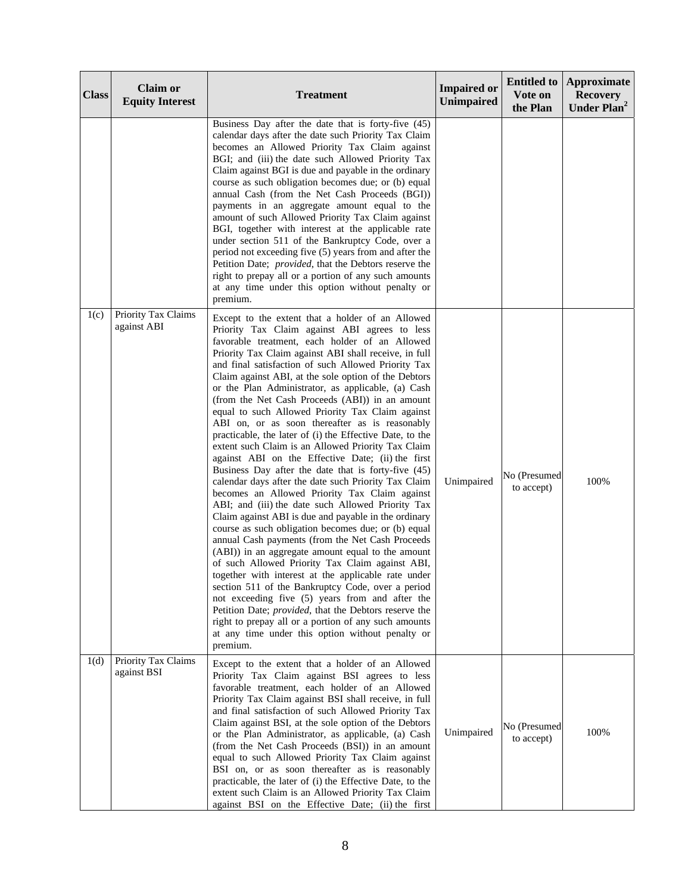| Class | Claim or Equity Interest | Treatment | Impaired or Unimpaired | Entitled to Vote on the Plan | Approximate Recovery Under Plan[2] |
|---|---|---|---|---|---|
| | | Business Day after the date that is forty-five (45) calendar days after the date such Priority Tax Claim becomes an Allowed Priority Tax Claim against BGI; and (iii) the date such Allowed Priority Tax Claim against BGI is due and payable in the ordinary course as such obligation becomes due; or (b) equal annual Cash (from the Net Cash Proceeds (BGI)) payments in an aggregate amount equal to the amount of such Allowed Priority Tax Claim against BGI, together with interest at the applicable rate under section 511 of the Bankruptcy Code, over a period not exceeding five (5) years from and after the Petition Date; *provided*, that the Debtors reserve the right to prepay all or a portion of any such amounts at any time under this option without penalty or premium. | | | |
| 1(c) | Priority Tax Claims against ABI | Except to the extent that a holder of an Allowed Priority Tax Claim against ABI agrees to less favorable treatment, each holder of an Allowed Priority Tax Claim against ABI shall receive, in full and final satisfaction of such Allowed Priority Tax Claim against ABI, at the sole option of the Debtors or the Plan Administrator, as applicable, (a) Cash (from the Net Cash Proceeds (ABI)) in an amount equal to such Allowed Priority Tax Claim against ABI on, or as soon thereafter as is reasonably practicable, the later of (i) the Effective Date, to the extent such Claim is an Allowed Priority Tax Claim against ABI on the Effective Date; (ii) the first Business Day after the date that is forty-five (45) calendar days after the date such Priority Tax Claim becomes an Allowed Priority Tax Claim against ABI; and (iii) the date such Allowed Priority Tax Claim against ABI is due and payable in the ordinary course as such obligation becomes due; or (b) equal annual Cash payments (from the Net Cash Proceeds (ABI)) in an aggregate amount equal to the amount of such Allowed Priority Tax Claim against ABI, together with interest at the applicable rate under section 511 of the Bankruptcy Code, over a period not exceeding five (5) years from and after the Petition Date; *provided*, that the Debtors reserve the right to prepay all or a portion of any such amounts at any time under this option without penalty or premium. | Unimpaired | No (Presumed to accept) | 100% |
| 1(d) | Priority Tax Claims against BSI | Except to the extent that a holder of an Allowed Priority Tax Claim against BSI agrees to less favorable treatment, each holder of an Allowed Priority Tax Claim against BSI shall receive, in full and final satisfaction of such Allowed Priority Tax Claim against BSI, at the sole option of the Debtors or the Plan Administrator, as applicable, (a) Cash (from the Net Cash Proceeds (BSI)) in an amount equal to such Allowed Priority Tax Claim against BSI on, or as soon thereafter as is reasonably practicable, the later of (i) the Effective Date, to the extent such Claim is an Allowed Priority Tax Claim against BSI on the Effective Date; (ii) the first | Unimpaired | No (Presumed to accept) | 100% |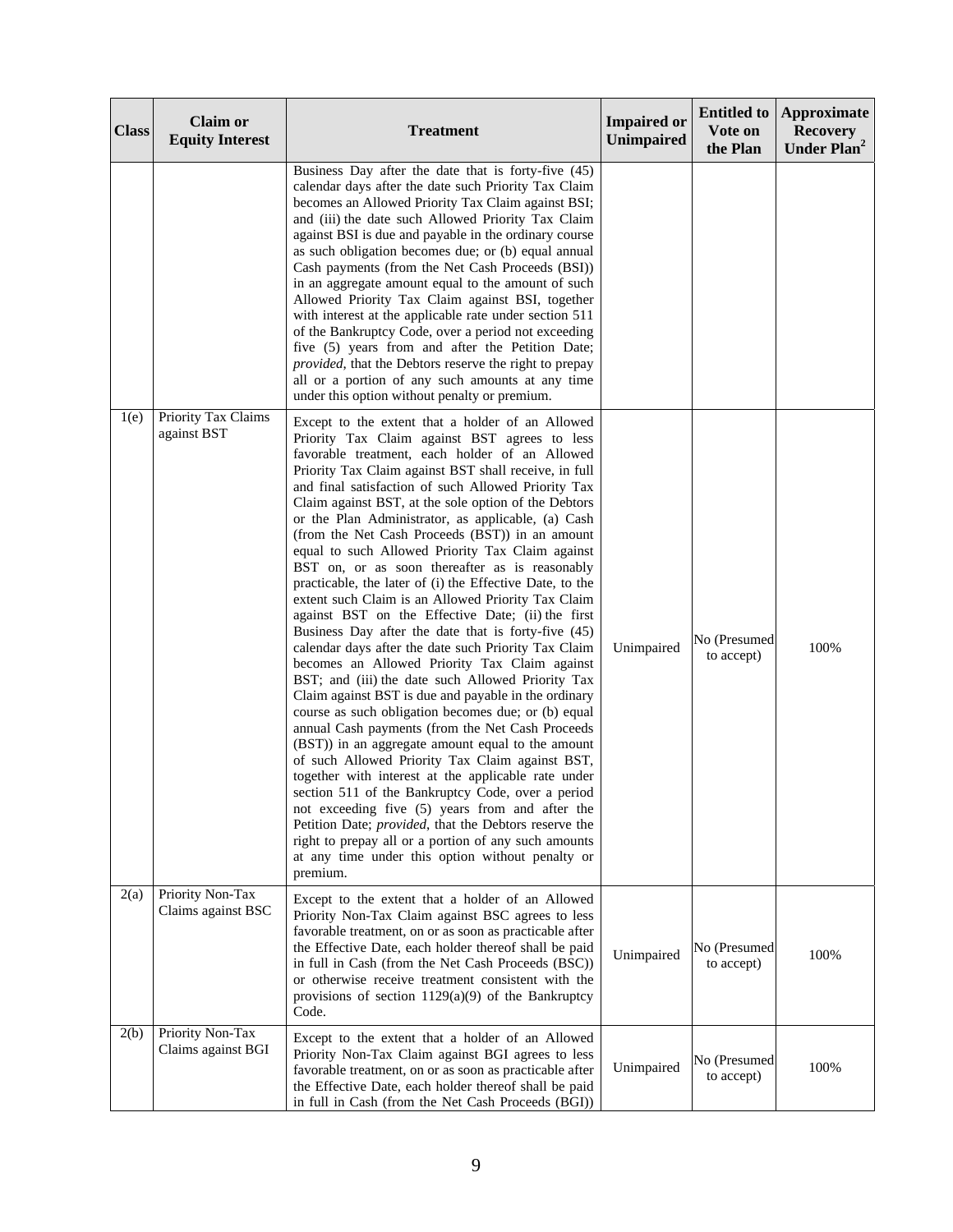| Class | Claim or Equity Interest | Treatment | Impaired or Unimpaired | Entitled to Vote on the Plan | Approximate Recovery Under Plan[2] |
|---|---|---|---|---|---|
| | | Business Day after the date that is forty-five (45) calendar days after the date such Priority Tax Claim becomes an Allowed Priority Tax Claim against BSI; and (iii) the date such Allowed Priority Tax Claim against BSI is due and payable in the ordinary course as such obligation becomes due; or (b) equal annual Cash payments (from the Net Cash Proceeds (BSI)) in an aggregate amount equal to the amount of such Allowed Priority Tax Claim against BSI, together with interest at the applicable rate under section 511 of the Bankruptcy Code, over a period not exceeding five (5) years from and after the Petition Date; *provided*, that the Debtors reserve the right to prepay all or a portion of any such amounts at any time under this option without penalty or premium. | | | |
| 1(e) | Priority Tax Claims against BST | Except to the extent that a holder of an Allowed Priority Tax Claim against BST agrees to less favorable treatment, each holder of an Allowed Priority Tax Claim against BST shall receive, in full and final satisfaction of such Allowed Priority Tax Claim against BST, at the sole option of the Debtors or the Plan Administrator, as applicable, (a) Cash (from the Net Cash Proceeds (BST)) in an amount equal to such Allowed Priority Tax Claim against BST on, or as soon thereafter as is reasonably practicable, the later of (i) the Effective Date, to the extent such Claim is an Allowed Priority Tax Claim against BST on the Effective Date; (ii) the first Business Day after the date that is forty-five (45) calendar days after the date such Priority Tax Claim becomes an Allowed Priority Tax Claim against BST; and (iii) the date such Allowed Priority Tax Claim against BST is due and payable in the ordinary course as such obligation becomes due; or (b) equal annual Cash payments (from the Net Cash Proceeds (BST)) in an aggregate amount equal to the amount of such Allowed Priority Tax Claim against BST, together with interest at the applicable rate under section 511 of the Bankruptcy Code, over a period not exceeding five (5) years from and after the Petition Date; *provided*, that the Debtors reserve the right to prepay all or a portion of any such amounts at any time under this option without penalty or premium. | Unimpaired | No (Presumed to accept) | 100% |
| 2(a) | Priority Non-Tax Claims against BSC | Except to the extent that a holder of an Allowed Priority Non-Tax Claim against BSC agrees to less favorable treatment, on or as soon as practicable after the Effective Date, each holder thereof shall be paid in full in Cash (from the Net Cash Proceeds (BSC)) or otherwise receive treatment consistent with the provisions of section 1129(a)(9) of the Bankruptcy Code. | Unimpaired | No (Presumed to accept) | 100% |
| 2(b) | Priority Non-Tax Claims against BGI | Except to the extent that a holder of an Allowed Priority Non-Tax Claim against BGI agrees to less favorable treatment, on or as soon as practicable after the Effective Date, each holder thereof shall be paid in full in Cash (from the Net Cash Proceeds (BGI)) | Unimpaired | No (Presumed to accept) | 100% |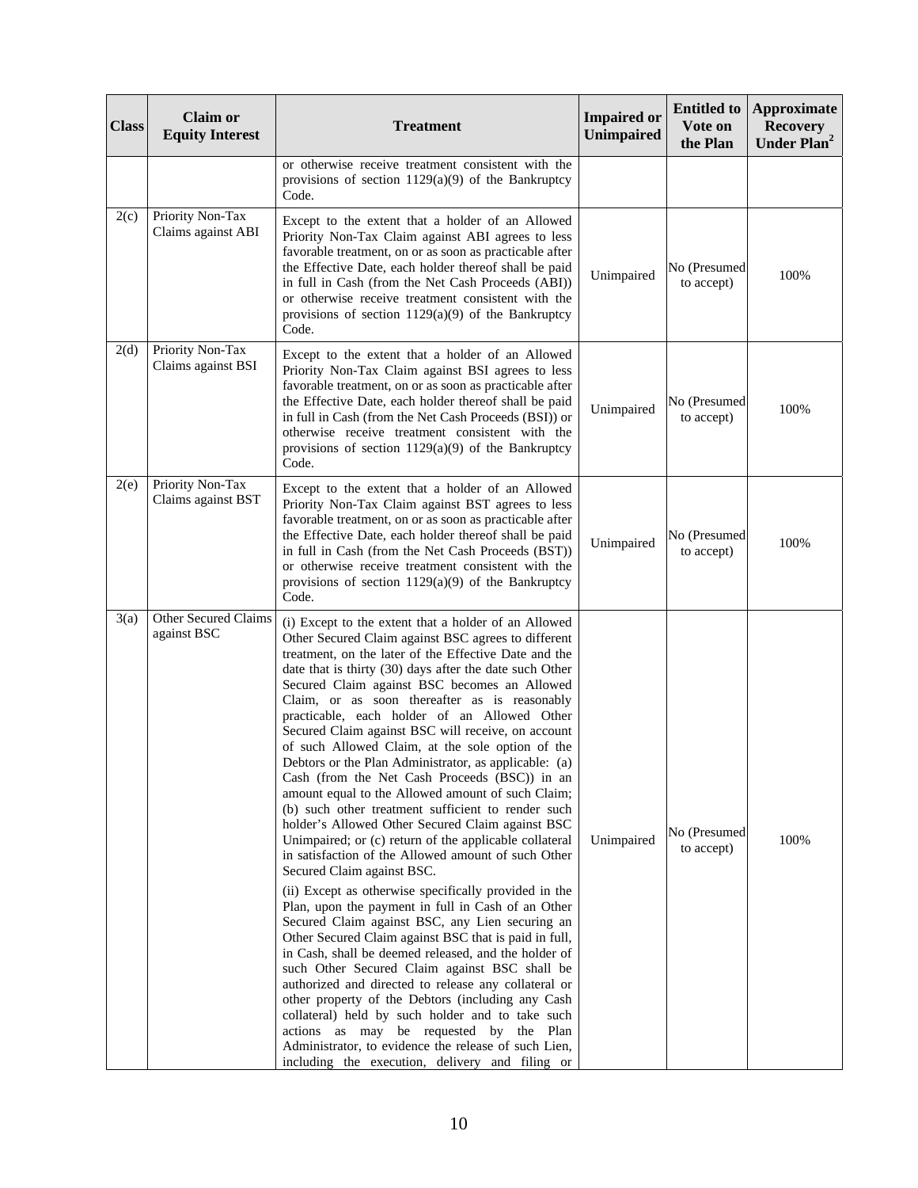| Class | Claim or Equity Interest | Treatment | Impaired or Unimpaired | Entitled to Vote on the Plan | Approximate Recovery Under Plan[2] |
|---|---|---|---|---|---|
| | | or otherwise receive treatment consistent with the provisions of section 1129(a)(9) of the Bankruptcy Code. | | | |
| 2(c) | Priority Non-Tax Claims against ABI | Except to the extent that a holder of an Allowed Priority Non-Tax Claim against ABI agrees to less favorable treatment, on or as soon as practicable after the Effective Date, each holder thereof shall be paid in full in Cash (from the Net Cash Proceeds (ABI)) or otherwise receive treatment consistent with the provisions of section 1129(a)(9) of the Bankruptcy Code. | Unimpaired | No (Presumed to accept) | 100% |
| 2(d) | Priority Non-Tax Claims against BSI | Except to the extent that a holder of an Allowed Priority Non-Tax Claim against BSI agrees to less favorable treatment, on or as soon as practicable after the Effective Date, each holder thereof shall be paid in full in Cash (from the Net Cash Proceeds (BSI)) or otherwise receive treatment consistent with the provisions of section 1129(a)(9) of the Bankruptcy Code. | Unimpaired | No (Presumed to accept) | 100% |
| 2(e) | Priority Non-Tax Claims against BST | Except to the extent that a holder of an Allowed Priority Non-Tax Claim against BST agrees to less favorable treatment, on or as soon as practicable after the Effective Date, each holder thereof shall be paid in full in Cash (from the Net Cash Proceeds (BST)) or otherwise receive treatment consistent with the provisions of section 1129(a)(9) of the Bankruptcy Code. | Unimpaired | No (Presumed to accept) | 100% |
| 3(a) | Other Secured Claims against BSC | (i) Except to the extent that a holder of an Allowed Other Secured Claim against BSC agrees to different treatment, on the later of the Effective Date and the date that is thirty (30) days after the date such Other Secured Claim against BSC becomes an Allowed Claim, or as soon thereafter as is reasonably practicable, each holder of an Allowed Other Secured Claim against BSC will receive, on account of such Allowed Claim, at the sole option of the Debtors or the Plan Administrator, as applicable: (a) Cash (from the Net Cash Proceeds (BSC)) in an amount equal to the Allowed amount of such Claim; (b) such other treatment sufficient to render such holder's Allowed Other Secured Claim against BSC Unimpaired; or (c) return of the applicable collateral in satisfaction of the Allowed amount of such Other Secured Claim against BSC.<br><br>(ii) Except as otherwise specifically provided in the Plan, upon the payment in full in Cash of an Other Secured Claim against BSC, any Lien securing an Other Secured Claim against BSC that is paid in full, in Cash, shall be deemed released, and the holder of such Other Secured Claim against BSC shall be authorized and directed to release any collateral or other property of the Debtors (including any Cash collateral) held by such holder and to take such actions as may be requested by the Plan Administrator, to evidence the release of such Lien, including the execution, delivery and filing or | Unimpaired | No (Presumed to accept) | 100% |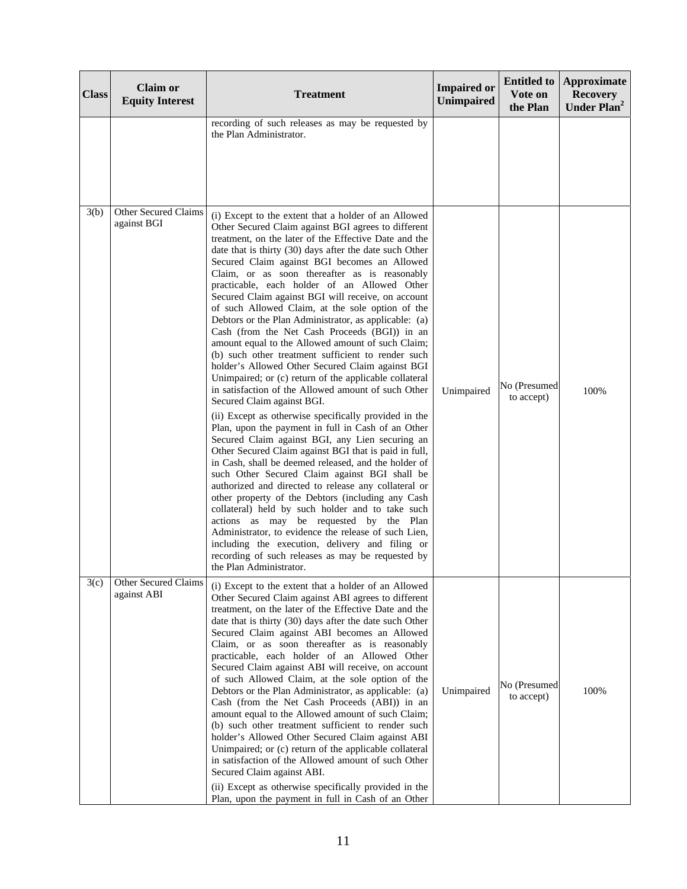| Class | Claim or Equity Interest | Treatment | Impaired or Unimpaired | Entitled to Vote on the Plan | Approximate Recovery Under Plan[2] |
|---|---|---|---|---|---|
| | | recording of such releases as may be requested by the Plan Administrator. | | | |
| 3(b) | Other Secured Claims against BGI | (i) Except to the extent that a holder of an Allowed Other Secured Claim against BGI agrees to different treatment, on the later of the Effective Date and the date that is thirty (30) days after the date such Other Secured Claim against BGI becomes an Allowed Claim, or as soon thereafter as is reasonably practicable, each holder of an Allowed Other Secured Claim against BGI will receive, on account of such Allowed Claim, at the sole option of the Debtors or the Plan Administrator, as applicable: (a) Cash (from the Net Cash Proceeds (BGI)) in an amount equal to the Allowed amount of such Claim; (b) such other treatment sufficient to render such holder's Allowed Other Secured Claim against BGI Unimpaired; or (c) return of the applicable collateral in satisfaction of the Allowed amount of such Other Secured Claim against BGI.<br><br>(ii) Except as otherwise specifically provided in the Plan, upon the payment in full in Cash of an Other Secured Claim against BGI, any Lien securing an Other Secured Claim against BGI that is paid in full, in Cash, shall be deemed released, and the holder of such Other Secured Claim against BGI shall be authorized and directed to release any collateral or other property of the Debtors (including any Cash collateral) held by such holder and to take such actions as may be requested by the Plan Administrator, to evidence the release of such Lien, including the execution, delivery and filing or recording of such releases as may be requested by the Plan Administrator. | Unimpaired | No (Presumed to accept) | 100% |
| 3(c) | Other Secured Claims against ABI | (i) Except to the extent that a holder of an Allowed Other Secured Claim against ABI agrees to different treatment, on the later of the Effective Date and the date that is thirty (30) days after the date such Other Secured Claim against ABI becomes an Allowed Claim, or as soon thereafter as is reasonably practicable, each holder of an Allowed Other Secured Claim against ABI will receive, on account of such Allowed Claim, at the sole option of the Debtors or the Plan Administrator, as applicable: (a) Cash (from the Net Cash Proceeds (ABI)) in an amount equal to the Allowed amount of such Claim; (b) such other treatment sufficient to render such holder's Allowed Other Secured Claim against ABI Unimpaired; or (c) return of the applicable collateral in satisfaction of the Allowed amount of such Other Secured Claim against ABI.<br><br>(ii) Except as otherwise specifically provided in the Plan, upon the payment in full in Cash of an Other | Unimpaired | No (Presumed to accept) | 100% |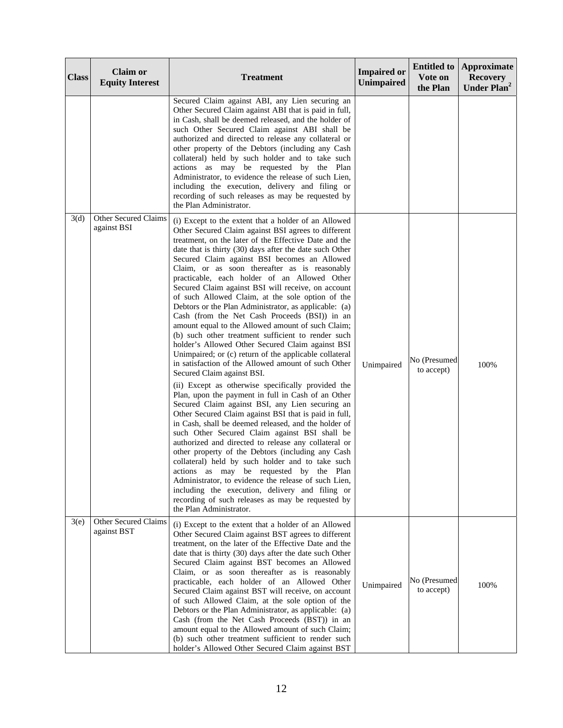| Class | Claim or Equity Interest | Treatment | Impaired or Unimpaired | Entitled to Vote on the Plan | Approximate Recovery Under Plan[2] |
|---|---|---|---|---|---|
| | | Secured Claim against ABI, any Lien securing an Other Secured Claim against ABI that is paid in full, in Cash, shall be deemed released, and the holder of such Other Secured Claim against ABI shall be authorized and directed to release any collateral or other property of the Debtors (including any Cash collateral) held by such holder and to take such actions as may be requested by the Plan Administrator, to evidence the release of such Lien, including the execution, delivery and filing or recording of such releases as may be requested by the Plan Administrator. | | | |
| 3(d) | Other Secured Claims against BSI | (i) Except to the extent that a holder of an Allowed Other Secured Claim against BSI agrees to different treatment, on the later of the Effective Date and the date that is thirty (30) days after the date such Other Secured Claim against BSI becomes an Allowed Claim, or as soon thereafter as is reasonably practicable, each holder of an Allowed Other Secured Claim against BSI will receive, on account of such Allowed Claim, at the sole option of the Debtors or the Plan Administrator, as applicable: (a) Cash (from the Net Cash Proceeds (BSI)) in an amount equal to the Allowed amount of such Claim; (b) such other treatment sufficient to render such holder's Allowed Other Secured Claim against BSI Unimpaired; or (c) return of the applicable collateral in satisfaction of the Allowed amount of such Other Secured Claim against BSI.<br><br>(ii) Except as otherwise specifically provided the Plan, upon the payment in full in Cash of an Other Secured Claim against BSI, any Lien securing an Other Secured Claim against BSI that is paid in full, in Cash, shall be deemed released, and the holder of such Other Secured Claim against BSI shall be authorized and directed to release any collateral or other property of the Debtors (including any Cash collateral) held by such holder and to take such actions as may be requested by the Plan Administrator, to evidence the release of such Lien, including the execution, delivery and filing or recording of such releases as may be requested by the Plan Administrator. | Unimpaired | No (Presumed to accept) | 100% |
| 3(e) | Other Secured Claims against BST | (i) Except to the extent that a holder of an Allowed Other Secured Claim against BST agrees to different treatment, on the later of the Effective Date and the date that is thirty (30) days after the date such Other Secured Claim against BST becomes an Allowed Claim, or as soon thereafter as is reasonably practicable, each holder of an Allowed Other Secured Claim against BST will receive, on account of such Allowed Claim, at the sole option of the Debtors or the Plan Administrator, as applicable: (a) Cash (from the Net Cash Proceeds (BST)) in an amount equal to the Allowed amount of such Claim; (b) such other treatment sufficient to render such holder's Allowed Other Secured Claim against BST | Unimpaired | No (Presumed to accept) | 100% |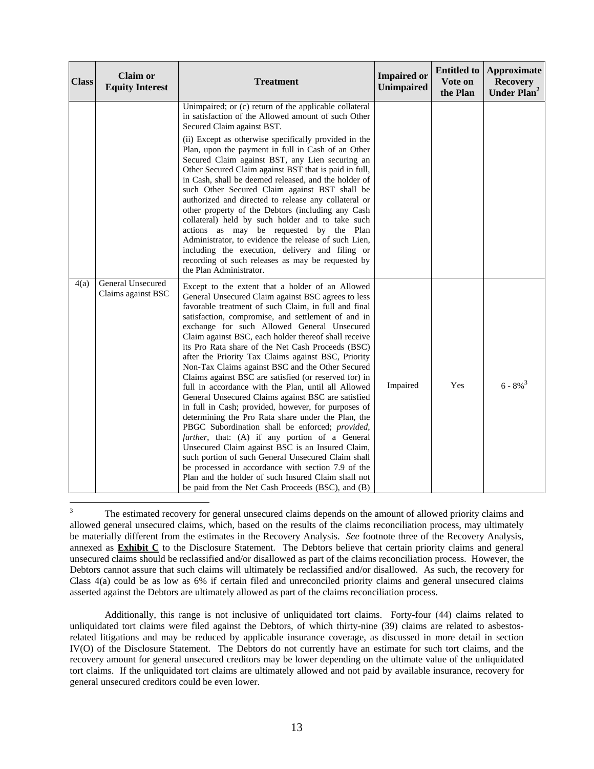| Class | Claim or Equity Interest | Treatment | Impaired or Unimpaired | Entitled to Vote on the Plan | Approximate Recovery Under Plan[2] |
|---|---|---|---|---|---|
| | | Unimpaired; or (c) return of the applicable collateral in satisfaction of the Allowed amount of such Other Secured Claim against BST.<br><br>(ii) Except as otherwise specifically provided in the Plan, upon the payment in full in Cash of an Other Secured Claim against BST, any Lien securing an Other Secured Claim against BST that is paid in full, in Cash, shall be deemed released, and the holder of such Other Secured Claim against BST shall be authorized and directed to release any collateral or other property of the Debtors (including any Cash collateral) held by such holder and to take such actions as may be requested by the Plan Administrator, to evidence the release of such Lien, including the execution, delivery and filing or recording of such releases as may be requested by the Plan Administrator. | | | |
| 4(a) | General Unsecured Claims against BSC | Except to the extent that a holder of an Allowed General Unsecured Claim against BSC agrees to less favorable treatment of such Claim, in full and final satisfaction, compromise, and settlement of and in exchange for such Allowed General Unsecured Claim against BSC, each holder thereof shall receive its Pro Rata share of the Net Cash Proceeds (BSC) after the Priority Tax Claims against BSC, Priority Non-Tax Claims against BSC and the Other Secured Claims against BSC are satisfied (or reserved for) in full in accordance with the Plan, until all Allowed General Unsecured Claims against BSC are satisfied in full in Cash; provided, however, for purposes of determining the Pro Rata share under the Plan, the PBGC Subordination shall be enforced; *provided, further*, that: (A) if any portion of a General Unsecured Claim against BSC is an Insured Claim, such portion of such General Unsecured Claim shall be processed in accordance with section 7.9 of the Plan and the holder of such Insured Claim shall not be paid from the Net Cash Proceeds (BSC), and (B) | Impaired | Yes | 6 - 8%[3] |

[3] The estimated recovery for general unsecured claims depends on the amount of allowed priority claims and allowed general unsecured claims, which, based on the results of the claims reconciliation process, may ultimately be materially different from the estimates in the Recovery Analysis. *See* footnote three of the Recovery Analysis, annexed as **Exhibit C** to the Disclosure Statement. The Debtors believe that certain priority claims and general unsecured claims should be reclassified and/or disallowed as part of the claims reconciliation process. However, the Debtors cannot assure that such claims will ultimately be reclassified and/or disallowed. As such, the recovery for Class 4(a) could be as low as 6% if certain filed and unreconciled priority claims and general unsecured claims asserted against the Debtors are ultimately allowed as part of the claims reconciliation process.

Additionally, this range is not inclusive of unliquidated tort claims. Forty-four (44) claims related to unliquidated tort claims were filed against the Debtors, of which thirty-nine (39) claims are related to asbestos-related litigations and may be reduced by applicable insurance coverage, as discussed in more detail in section IV(O) of the Disclosure Statement. The Debtors do not currently have an estimate for such tort claims, and the recovery amount for general unsecured creditors may be lower depending on the ultimate value of the unliquidated tort claims. If the unliquidated tort claims are ultimately allowed and not paid by available insurance, recovery for general unsecured creditors could be even lower.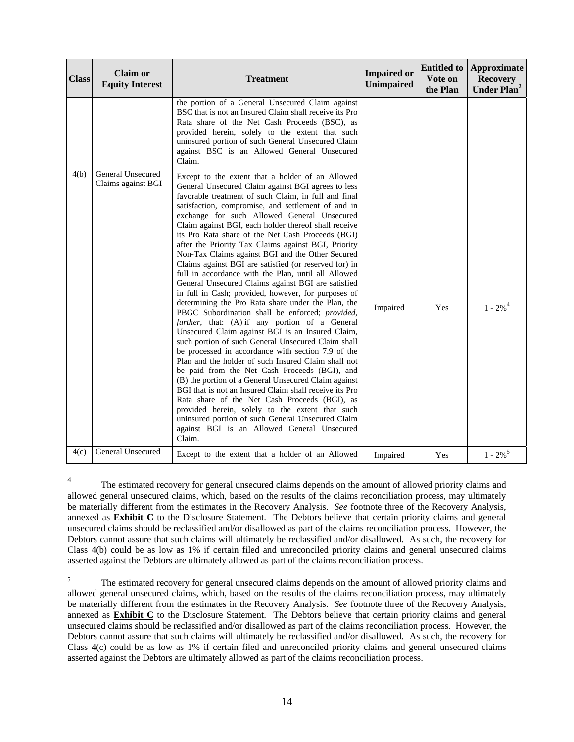| Class | Claim or Equity Interest | Treatment | Impaired or Unimpaired | Entitled to Vote on the Plan | Approximate Recovery Under Plan[2] |
|---|---|---|---|---|---|
| | | the portion of a General Unsecured Claim against BSC that is not an Insured Claim shall receive its Pro Rata share of the Net Cash Proceeds (BSC), as provided herein, solely to the extent that such uninsured portion of such General Unsecured Claim against BSC is an Allowed General Unsecured Claim. | | | |
| 4(b) | General Unsecured Claims against BGI | Except to the extent that a holder of an Allowed General Unsecured Claim against BGI agrees to less favorable treatment of such Claim, in full and final satisfaction, compromise, and settlement of and in exchange for such Allowed General Unsecured Claim against BGI, each holder thereof shall receive its Pro Rata share of the Net Cash Proceeds (BGI) after the Priority Tax Claims against BGI, Priority Non-Tax Claims against BGI and the Other Secured Claims against BGI are satisfied (or reserved for) in full in accordance with the Plan, until all Allowed General Unsecured Claims against BGI are satisfied in full in Cash; provided, however, for purposes of determining the Pro Rata share under the Plan, the PBGC Subordination shall be enforced; *provided, further*, that: (A) if any portion of a General Unsecured Claim against BGI is an Insured Claim, such portion of such General Unsecured Claim shall be processed in accordance with section 7.9 of the Plan and the holder of such Insured Claim shall not be paid from the Net Cash Proceeds (BGI), and (B) the portion of a General Unsecured Claim against BGI that is not an Insured Claim shall receive its Pro Rata share of the Net Cash Proceeds (BGI), as provided herein, solely to the extent that such uninsured portion of such General Unsecured Claim against BGI is an Allowed General Unsecured Claim. | Impaired | Yes | 1 - 2%[4] |
| 4(c) | General Unsecured | Except to the extent that a holder of an Allowed | Impaired | Yes | 1 - 2%[5] |

[4] The estimated recovery for general unsecured claims depends on the amount of allowed priority claims and allowed general unsecured claims, which, based on the results of the claims reconciliation process, may ultimately be materially different from the estimates in the Recovery Analysis. *See* footnote three of the Recovery Analysis, annexed as **Exhibit C** to the Disclosure Statement. The Debtors believe that certain priority claims and general unsecured claims should be reclassified and/or disallowed as part of the claims reconciliation process. However, the Debtors cannot assure that such claims will ultimately be reclassified and/or disallowed. As such, the recovery for Class 4(b) could be as low as 1% if certain filed and unreconciled priority claims and general unsecured claims asserted against the Debtors are ultimately allowed as part of the claims reconciliation process.

[5] The estimated recovery for general unsecured claims depends on the amount of allowed priority claims and allowed general unsecured claims, which, based on the results of the claims reconciliation process, may ultimately be materially different from the estimates in the Recovery Analysis. *See* footnote three of the Recovery Analysis, annexed as **Exhibit C** to the Disclosure Statement. The Debtors believe that certain priority claims and general unsecured claims should be reclassified and/or disallowed as part of the claims reconciliation process. However, the Debtors cannot assure that such claims will ultimately be reclassified and/or disallowed. As such, the recovery for Class 4(c) could be as low as 1% if certain filed and unreconciled priority claims and general unsecured claims asserted against the Debtors are ultimately allowed as part of the claims reconciliation process.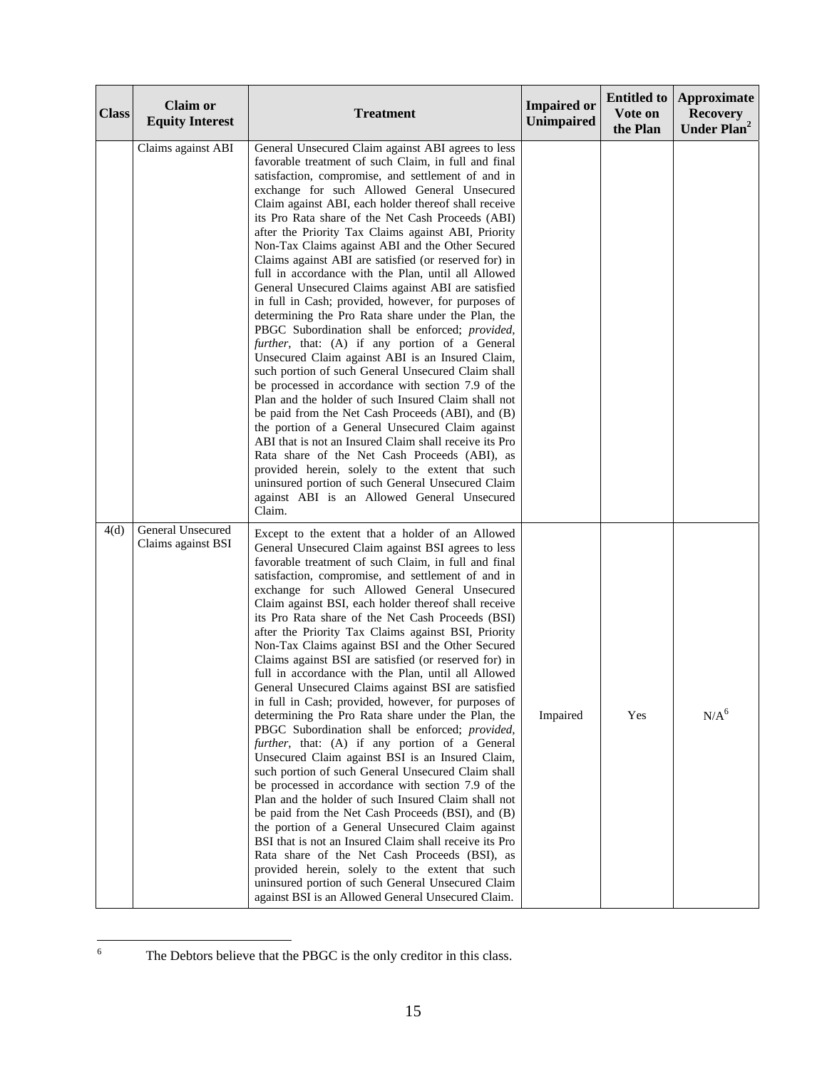| Class | Claim or Equity Interest | Treatment | Impaired or Unimpaired | Entitled to Vote on the Plan | Approximate Recovery Under Plan[2] |
|---|---|---|---|---|---|
| | Claims against ABI | General Unsecured Claim against ABI agrees to less favorable treatment of such Claim, in full and final satisfaction, compromise, and settlement of and in exchange for such Allowed General Unsecured Claim against ABI, each holder thereof shall receive its Pro Rata share of the Net Cash Proceeds (ABI) after the Priority Tax Claims against ABI, Priority Non-Tax Claims against ABI and the Other Secured Claims against ABI are satisfied (or reserved for) in full in accordance with the Plan, until all Allowed General Unsecured Claims against ABI are satisfied in full in Cash; provided, however, for purposes of determining the Pro Rata share under the Plan, the PBGC Subordination shall be enforced; *provided, further*, that: (A) if any portion of a General Unsecured Claim against ABI is an Insured Claim, such portion of such General Unsecured Claim shall be processed in accordance with section 7.9 of the Plan and the holder of such Insured Claim shall not be paid from the Net Cash Proceeds (ABI), and (B) the portion of a General Unsecured Claim against ABI that is not an Insured Claim shall receive its Pro Rata share of the Net Cash Proceeds (ABI), as provided herein, solely to the extent that such uninsured portion of such General Unsecured Claim against ABI is an Allowed General Unsecured Claim. | | | |
| 4(d) | General Unsecured Claims against BSI | Except to the extent that a holder of an Allowed General Unsecured Claim against BSI agrees to less favorable treatment of such Claim, in full and final satisfaction, compromise, and settlement of and in exchange for such Allowed General Unsecured Claim against BSI, each holder thereof shall receive its Pro Rata share of the Net Cash Proceeds (BSI) after the Priority Tax Claims against BSI, Priority Non-Tax Claims against BSI and the Other Secured Claims against BSI are satisfied (or reserved for) in full in accordance with the Plan, until all Allowed General Unsecured Claims against BSI are satisfied in full in Cash; provided, however, for purposes of determining the Pro Rata share under the Plan, the PBGC Subordination shall be enforced; *provided, further*, that: (A) if any portion of a General Unsecured Claim against BSI is an Insured Claim, such portion of such General Unsecured Claim shall be processed in accordance with section 7.9 of the Plan and the holder of such Insured Claim shall not be paid from the Net Cash Proceeds (BSI), and (B) the portion of a General Unsecured Claim against BSI that is not an Insured Claim shall receive its Pro Rata share of the Net Cash Proceeds (BSI), as provided herein, solely to the extent that such uninsured portion of such General Unsecured Claim against BSI is an Allowed General Unsecured Claim. | Impaired | Yes | N/A[6] |

[6] The Debtors believe that the PBGC is the only creditor in this class.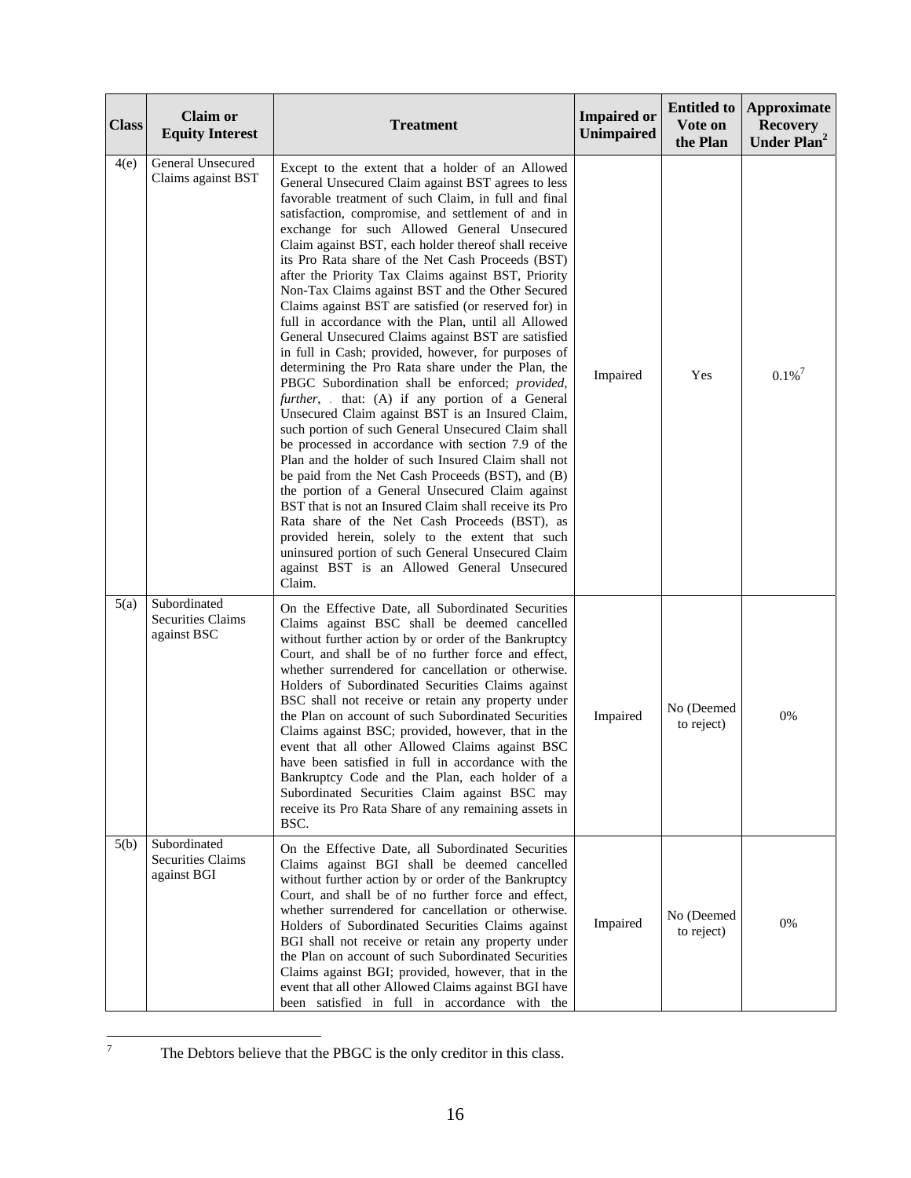| Class | Claim or Equity Interest | Treatment | Impaired or Unimpaired | Entitled to Vote on the Plan | Approximate Recovery Under Plan[2] |
|---|---|---|---|---|---|
| 4(e) | General Unsecured Claims against BST | Except to the extent that a holder of an Allowed General Unsecured Claim against BST agrees to less favorable treatment of such Claim, in full and final satisfaction, compromise, and settlement of and in exchange for such Allowed General Unsecured Claim against BST, each holder thereof shall receive its Pro Rata share of the Net Cash Proceeds (BST) after the Priority Tax Claims against BST, Priority Non-Tax Claims against BST and the Other Secured Claims against BST are satisfied (or reserved for) in full in accordance with the Plan, until all Allowed General Unsecured Claims against BST are satisfied in full in Cash; provided, however, for purposes of determining the Pro Rata share under the Plan, the PBGC Subordination shall be enforced; *provided, further*, . that: (A) if any portion of a General Unsecured Claim against BST is an Insured Claim, such portion of such General Unsecured Claim shall be processed in accordance with section 7.9 of the Plan and the holder of such Insured Claim shall not be paid from the Net Cash Proceeds (BST), and (B) the portion of a General Unsecured Claim against BST that is not an Insured Claim shall receive its Pro Rata share of the Net Cash Proceeds (BST), as provided herein, solely to the extent that such uninsured portion of such General Unsecured Claim against BST is an Allowed General Unsecured Claim. | Impaired | Yes | 0.1%[7] |
| 5(a) | Subordinated Securities Claims against BSC | On the Effective Date, all Subordinated Securities Claims against BSC shall be deemed cancelled without further action by or order of the Bankruptcy Court, and shall be of no further force and effect, whether surrendered for cancellation or otherwise. Holders of Subordinated Securities Claims against BSC shall not receive or retain any property under the Plan on account of such Subordinated Securities Claims against BSC; provided, however, that in the event that all other Allowed Claims against BSC have been satisfied in full in accordance with the Bankruptcy Code and the Plan, each holder of a Subordinated Securities Claim against BSC may receive its Pro Rata Share of any remaining assets in BSC. | Impaired | No (Deemed to reject) | 0% |
| 5(b) | Subordinated Securities Claims against BGI | On the Effective Date, all Subordinated Securities Claims against BGI shall be deemed cancelled without further action by or order of the Bankruptcy Court, and shall be of no further force and effect, whether surrendered for cancellation or otherwise. Holders of Subordinated Securities Claims against BGI shall not receive or retain any property under the Plan on account of such Subordinated Securities Claims against BGI; provided, however, that in the event that all other Allowed Claims against BGI have been satisfied in full in accordance with the | Impaired | No (Deemed to reject) | 0% |

[7] The Debtors believe that the PBGC is the only creditor in this class.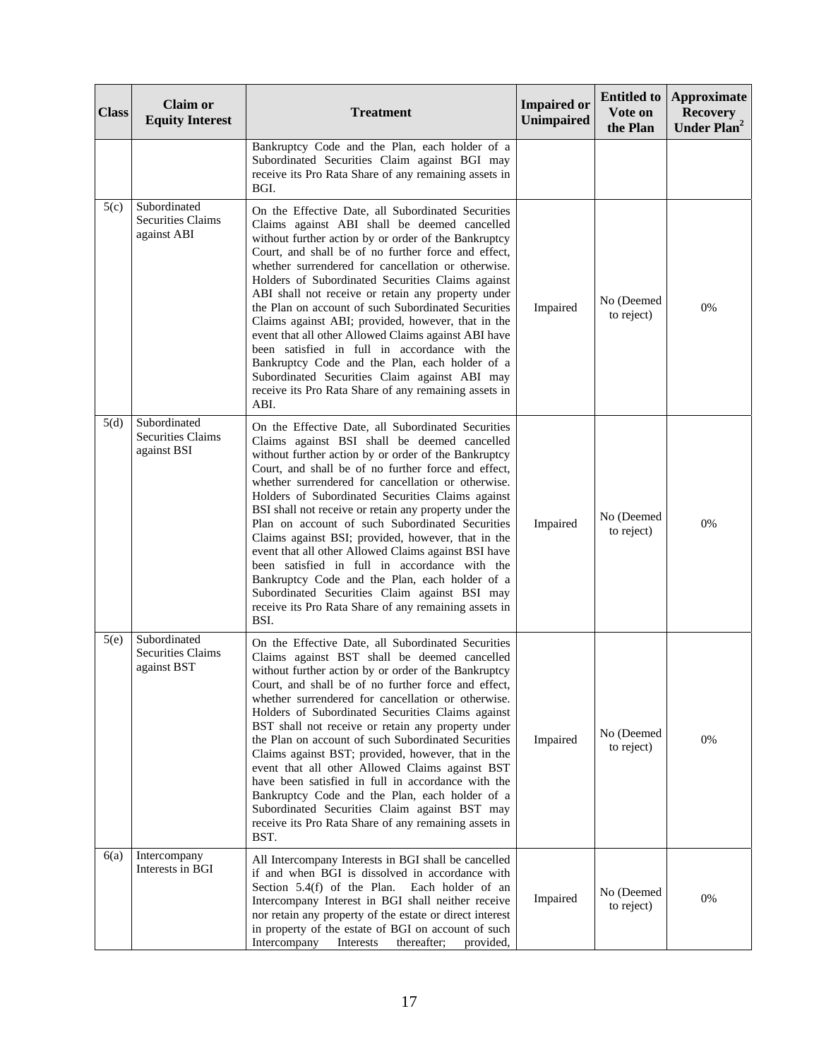| Class | Claim or Equity Interest | Treatment | Impaired or Unimpaired | Entitled to Vote on the Plan | Approximate Recovery Under Plan[2] |
|---|---|---|---|---|---|
| | | Bankruptcy Code and the Plan, each holder of a Subordinated Securities Claim against BGI may receive its Pro Rata Share of any remaining assets in BGI. | | | |
| 5(c) | Subordinated Securities Claims against ABI | On the Effective Date, all Subordinated Securities Claims against ABI shall be deemed cancelled without further action by or order of the Bankruptcy Court, and shall be of no further force and effect, whether surrendered for cancellation or otherwise. Holders of Subordinated Securities Claims against ABI shall not receive or retain any property under the Plan on account of such Subordinated Securities Claims against ABI; provided, however, that in the event that all other Allowed Claims against ABI have been satisfied in full in accordance with the Bankruptcy Code and the Plan, each holder of a Subordinated Securities Claim against ABI may receive its Pro Rata Share of any remaining assets in ABI. | Impaired | No (Deemed to reject) | 0% |
| 5(d) | Subordinated Securities Claims against BSI | On the Effective Date, all Subordinated Securities Claims against BSI shall be deemed cancelled without further action by or order of the Bankruptcy Court, and shall be of no further force and effect, whether surrendered for cancellation or otherwise. Holders of Subordinated Securities Claims against BSI shall not receive or retain any property under the Plan on account of such Subordinated Securities Claims against BSI; provided, however, that in the event that all other Allowed Claims against BSI have been satisfied in full in accordance with the Bankruptcy Code and the Plan, each holder of a Subordinated Securities Claim against BSI may receive its Pro Rata Share of any remaining assets in BSI. | Impaired | No (Deemed to reject) | 0% |
| 5(e) | Subordinated Securities Claims against BST | On the Effective Date, all Subordinated Securities Claims against BST shall be deemed cancelled without further action by or order of the Bankruptcy Court, and shall be of no further force and effect, whether surrendered for cancellation or otherwise. Holders of Subordinated Securities Claims against BST shall not receive or retain any property under the Plan on account of such Subordinated Securities Claims against BST; provided, however, that in the event that all other Allowed Claims against BST have been satisfied in full in accordance with the Bankruptcy Code and the Plan, each holder of a Subordinated Securities Claim against BST may receive its Pro Rata Share of any remaining assets in BST. | Impaired | No (Deemed to reject) | 0% |
| 6(a) | Intercompany Interests in BGI | All Intercompany Interests in BGI shall be cancelled if and when BGI is dissolved in accordance with Section 5.4(f) of the Plan. Each holder of an Intercompany Interest in BGI shall neither receive nor retain any property of the estate or direct interest in property of the estate of BGI on account of such Intercompany Interests thereafter; provided, | Impaired | No (Deemed to reject) | 0% |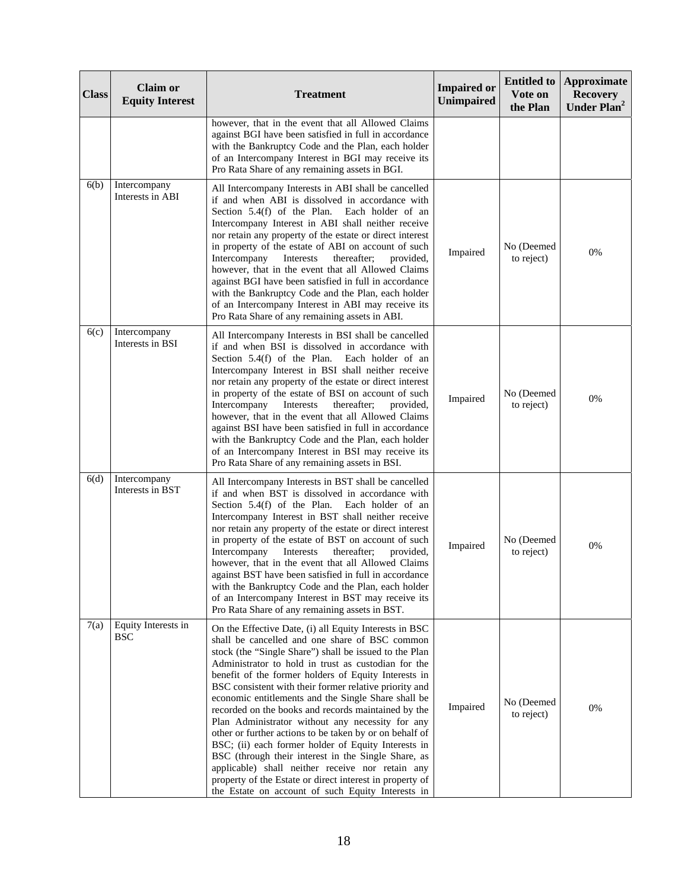| Class | Claim or Equity Interest | Treatment | Impaired or Unimpaired | Entitled to Vote on the Plan | Approximate Recovery Under Plan[2] |
|---|---|---|---|---|---|
| | | however, that in the event that all Allowed Claims against BGI have been satisfied in full in accordance with the Bankruptcy Code and the Plan, each holder of an Intercompany Interest in BGI may receive its Pro Rata Share of any remaining assets in BGI. | | | |
| 6(b) | Intercompany Interests in ABI | All Intercompany Interests in ABI shall be cancelled if and when ABI is dissolved in accordance with Section 5.4(f) of the Plan. Each holder of an Intercompany Interest in ABI shall neither receive nor retain any property of the estate or direct interest in property of the estate of ABI on account of such Intercompany Interests thereafter; provided, however, that in the event that all Allowed Claims against BGI have been satisfied in full in accordance with the Bankruptcy Code and the Plan, each holder of an Intercompany Interest in ABI may receive its Pro Rata Share of any remaining assets in ABI. | Impaired | No (Deemed to reject) | 0% |
| 6(c) | Intercompany Interests in BSI | All Intercompany Interests in BSI shall be cancelled if and when BSI is dissolved in accordance with Section 5.4(f) of the Plan. Each holder of an Intercompany Interest in BSI shall neither receive nor retain any property of the estate or direct interest in property of the estate of BSI on account of such Intercompany Interests thereafter; provided, however, that in the event that all Allowed Claims against BSI have been satisfied in full in accordance with the Bankruptcy Code and the Plan, each holder of an Intercompany Interest in BSI may receive its Pro Rata Share of any remaining assets in BSI. | Impaired | No (Deemed to reject) | 0% |
| 6(d) | Intercompany Interests in BST | All Intercompany Interests in BST shall be cancelled if and when BST is dissolved in accordance with Section 5.4(f) of the Plan. Each holder of an Intercompany Interest in BST shall neither receive nor retain any property of the estate or direct interest in property of the estate of BST on account of such Intercompany Interests thereafter; provided, however, that in the event that all Allowed Claims against BST have been satisfied in full in accordance with the Bankruptcy Code and the Plan, each holder of an Intercompany Interest in BST may receive its Pro Rata Share of any remaining assets in BST. | Impaired | No (Deemed to reject) | 0% |
| 7(a) | Equity Interests in BSC | On the Effective Date, (i) all Equity Interests in BSC shall be cancelled and one share of BSC common stock (the "Single Share") shall be issued to the Plan Administrator to hold in trust as custodian for the benefit of the former holders of Equity Interests in BSC consistent with their former relative priority and economic entitlements and the Single Share shall be recorded on the books and records maintained by the Plan Administrator without any necessity for any other or further actions to be taken by or on behalf of BSC; (ii) each former holder of Equity Interests in BSC (through their interest in the Single Share, as applicable) shall neither receive nor retain any property of the Estate or direct interest in property of the Estate on account of such Equity Interests in | Impaired | No (Deemed to reject) | 0% |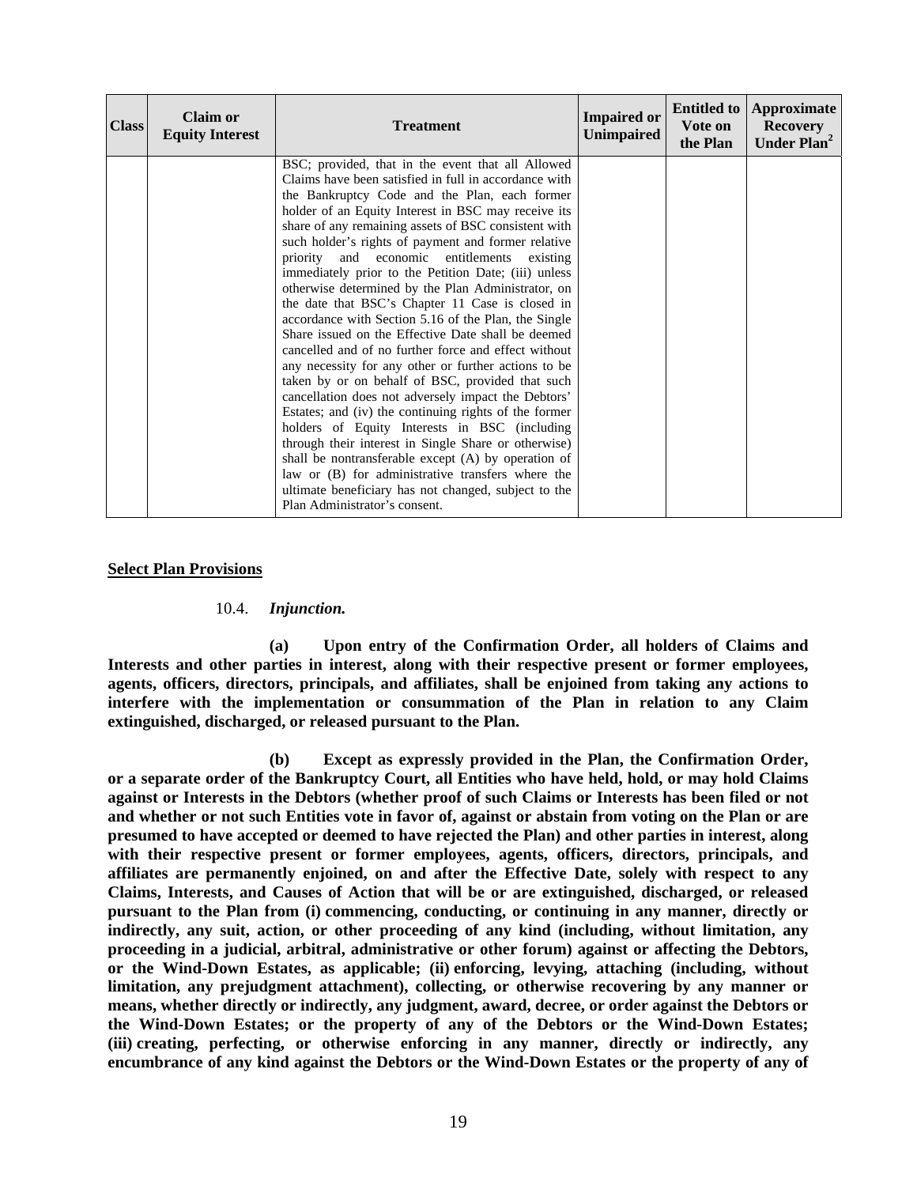| Class | Claim or Equity Interest | Treatment | Impaired or Unimpaired | Entitled to Vote on the Plan | Approximate Recovery Under Plan[2] |
|---|---|---|---|---|---|
| | | BSC; provided, that in the event that all Allowed Claims have been satisfied in full in accordance with the Bankruptcy Code and the Plan, each former holder of an Equity Interest in BSC may receive its share of any remaining assets of BSC consistent with such holder's rights of payment and former relative priority and economic entitlements existing immediately prior to the Petition Date; (iii) unless otherwise determined by the Plan Administrator, on the date that BSC's Chapter 11 Case is closed in accordance with Section 5.16 of the Plan, the Single Share issued on the Effective Date shall be deemed cancelled and of no further force and effect without any necessity for any other or further actions to be taken by or on behalf of BSC, provided that such cancellation does not adversely impact the Debtors' Estates; and (iv) the continuing rights of the former holders of Equity Interests in BSC (including through their interest in Single Share or otherwise) shall be nontransferable except (A) by operation of law or (B) for administrative transfers where the ultimate beneficiary has not changed, subject to the Plan Administrator's consent. | | | |

**Select Plan Provisions**

10.4. ***Injunction.***

**(a) Upon entry of the Confirmation Order, all holders of Claims and Interests and other parties in interest, along with their respective present or former employees, agents, officers, directors, principals, and affiliates, shall be enjoined from taking any actions to interfere with the implementation or consummation of the Plan in relation to any Claim extinguished, discharged, or released pursuant to the Plan.**

**(b) Except as expressly provided in the Plan, the Confirmation Order, or a separate order of the Bankruptcy Court, all Entities who have held, hold, or may hold Claims against or Interests in the Debtors (whether proof of such Claims or Interests has been filed or not and whether or not such Entities vote in favor of, against or abstain from voting on the Plan or are presumed to have accepted or deemed to have rejected the Plan) and other parties in interest, along with their respective present or former employees, agents, officers, directors, principals, and affiliates are permanently enjoined, on and after the Effective Date, solely with respect to any Claims, Interests, and Causes of Action that will be or are extinguished, discharged, or released pursuant to the Plan from (i) commencing, conducting, or continuing in any manner, directly or indirectly, any suit, action, or other proceeding of any kind (including, without limitation, any proceeding in a judicial, arbitral, administrative or other forum) against or affecting the Debtors, or the Wind-Down Estates, as applicable; (ii) enforcing, levying, attaching (including, without limitation, any prejudgment attachment), collecting, or otherwise recovering by any manner or means, whether directly or indirectly, any judgment, award, decree, or order against the Debtors or the Wind-Down Estates; or the property of any of the Debtors or the Wind-Down Estates; (iii) creating, perfecting, or otherwise enforcing in any manner, directly or indirectly, any encumbrance of any kind against the Debtors or the Wind-Down Estates or the property of any of**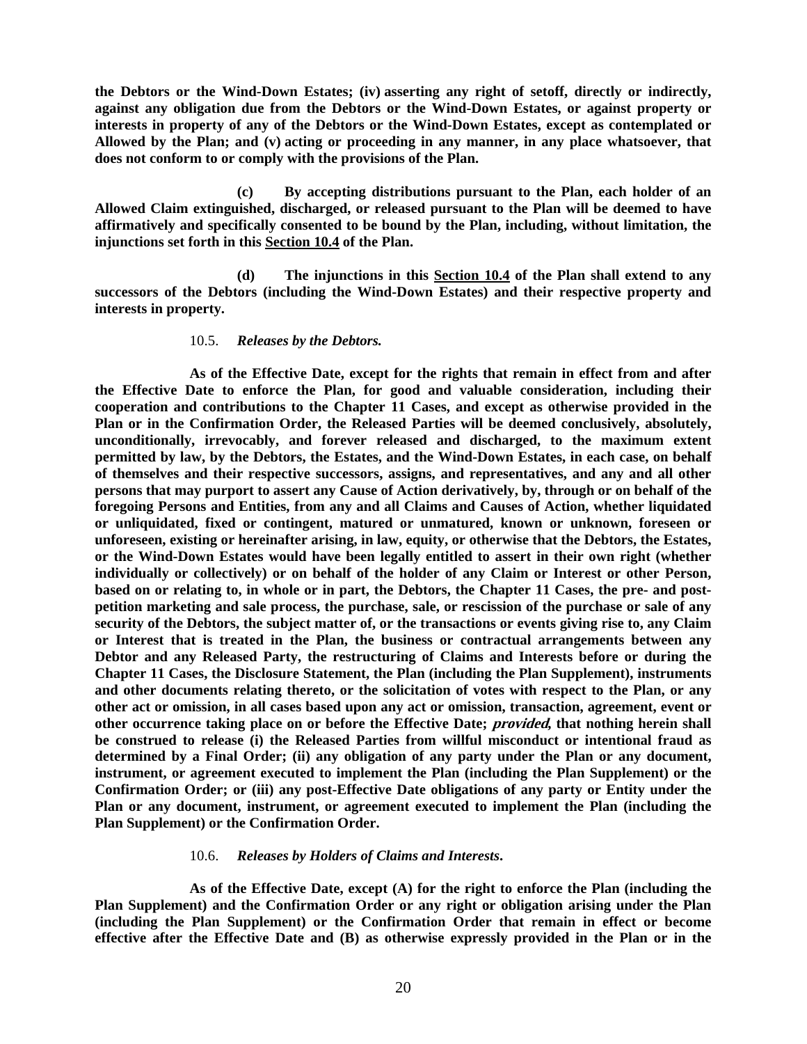**the Debtors or the Wind-Down Estates; (iv) asserting any right of setoff, directly or indirectly, against any obligation due from the Debtors or the Wind-Down Estates, or against property or interests in property of any of the Debtors or the Wind-Down Estates, except as contemplated or Allowed by the Plan; and (v) acting or proceeding in any manner, in any place whatsoever, that does not conform to or comply with the provisions of the Plan.**

**(c) By accepting distributions pursuant to the Plan, each holder of an Allowed Claim extinguished, discharged, or released pursuant to the Plan will be deemed to have affirmatively and specifically consented to be bound by the Plan, including, without limitation, the injunctions set forth in this <u>Section 10.4</u> of the Plan.**

**(d) The injunctions in this <u>Section 10.4</u> of the Plan shall extend to any successors of the Debtors (including the Wind-Down Estates) and their respective property and interests in property.**

10.5. ***Releases by the Debtors.***

**As of the Effective Date, except for the rights that remain in effect from and after the Effective Date to enforce the Plan, for good and valuable consideration, including their cooperation and contributions to the Chapter 11 Cases, and except as otherwise provided in the Plan or in the Confirmation Order, the Released Parties will be deemed conclusively, absolutely, unconditionally, irrevocably, and forever released and discharged, to the maximum extent permitted by law, by the Debtors, the Estates, and the Wind-Down Estates, in each case, on behalf of themselves and their respective successors, assigns, and representatives, and any and all other persons that may purport to assert any Cause of Action derivatively, by, through or on behalf of the foregoing Persons and Entities, from any and all Claims and Causes of Action, whether liquidated or unliquidated, fixed or contingent, matured or unmatured, known or unknown, foreseen or unforeseen, existing or hereinafter arising, in law, equity, or otherwise that the Debtors, the Estates, or the Wind-Down Estates would have been legally entitled to assert in their own right (whether individually or collectively) or on behalf of the holder of any Claim or Interest or other Person, based on or relating to, in whole or in part, the Debtors, the Chapter 11 Cases, the pre- and post-petition marketing and sale process, the purchase, sale, or rescission of the purchase or sale of any security of the Debtors, the subject matter of, or the transactions or events giving rise to, any Claim or Interest that is treated in the Plan, the business or contractual arrangements between any Debtor and any Released Party, the restructuring of Claims and Interests before or during the Chapter 11 Cases, the Disclosure Statement, the Plan (including the Plan Supplement), instruments and other documents relating thereto, or the solicitation of votes with respect to the Plan, or any other act or omission, in all cases based upon any act or omission, transaction, agreement, event or other occurrence taking place on or before the Effective Date; *provided*, that nothing herein shall be construed to release (i) the Released Parties from willful misconduct or intentional fraud as determined by a Final Order; (ii) any obligation of any party under the Plan or any document, instrument, or agreement executed to implement the Plan (including the Plan Supplement) or the Confirmation Order; or (iii) any post-Effective Date obligations of any party or Entity under the Plan or any document, instrument, or agreement executed to implement the Plan (including the Plan Supplement) or the Confirmation Order.**

10.6. ***Releases by Holders of Claims and Interests.***

**As of the Effective Date, except (A) for the right to enforce the Plan (including the Plan Supplement) and the Confirmation Order or any right or obligation arising under the Plan (including the Plan Supplement) or the Confirmation Order that remain in effect or become effective after the Effective Date and (B) as otherwise expressly provided in the Plan or in the**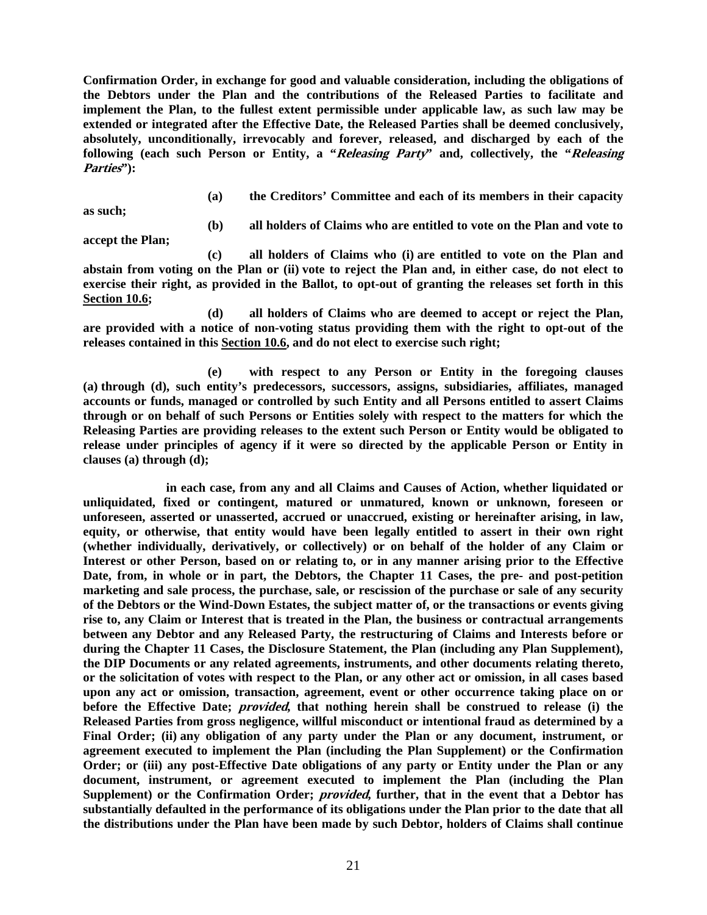**Confirmation Order, in exchange for good and valuable consideration, including the obligations of the Debtors under the Plan and the contributions of the Released Parties to facilitate and implement the Plan, to the fullest extent permissible under applicable law, as such law may be extended or integrated after the Effective Date, the Released Parties shall be deemed conclusively, absolutely, unconditionally, irrevocably and forever, released, and discharged by each of the following (each such Person or Entity, a "*Releasing Party*" and, collectively, the "*Releasing Parties*"):**

**(a) the Creditors' Committee and each of its members in their capacity as such;**

**(b) all holders of Claims who are entitled to vote on the Plan and vote to accept the Plan;**

**(c) all holders of Claims who (i) are entitled to vote on the Plan and abstain from voting on the Plan or (ii) vote to reject the Plan and, in either case, do not elect to exercise their right, as provided in the Ballot, to opt-out of granting the releases set forth in this Section 10.6;**

**(d) all holders of Claims who are deemed to accept or reject the Plan, are provided with a notice of non-voting status providing them with the right to opt-out of the releases contained in this Section 10.6, and do not elect to exercise such right;**

**(e) with respect to any Person or Entity in the foregoing clauses (a) through (d), such entity's predecessors, successors, assigns, subsidiaries, affiliates, managed accounts or funds, managed or controlled by such Entity and all Persons entitled to assert Claims through or on behalf of such Persons or Entities solely with respect to the matters for which the Releasing Parties are providing releases to the extent such Person or Entity would be obligated to release under principles of agency if it were so directed by the applicable Person or Entity in clauses (a) through (d);**

**in each case, from any and all Claims and Causes of Action, whether liquidated or unliquidated, fixed or contingent, matured or unmatured, known or unknown, foreseen or unforeseen, asserted or unasserted, accrued or unaccrued, existing or hereinafter arising, in law, equity, or otherwise, that entity would have been legally entitled to assert in their own right (whether individually, derivatively, or collectively) or on behalf of the holder of any Claim or Interest or other Person, based on or relating to, or in any manner arising prior to the Effective Date, from, in whole or in part, the Debtors, the Chapter 11 Cases, the pre- and post-petition marketing and sale process, the purchase, sale, or rescission of the purchase or sale of any security of the Debtors or the Wind-Down Estates, the subject matter of, or the transactions or events giving rise to, any Claim or Interest that is treated in the Plan, the business or contractual arrangements between any Debtor and any Released Party, the restructuring of Claims and Interests before or during the Chapter 11 Cases, the Disclosure Statement, the Plan (including any Plan Supplement), the DIP Documents or any related agreements, instruments, and other documents relating thereto, or the solicitation of votes with respect to the Plan, or any other act or omission, in all cases based upon any act or omission, transaction, agreement, event or other occurrence taking place on or before the Effective Date; *provided*, that nothing herein shall be construed to release (i) the Released Parties from gross negligence, willful misconduct or intentional fraud as determined by a Final Order; (ii) any obligation of any party under the Plan or any document, instrument, or agreement executed to implement the Plan (including the Plan Supplement) or the Confirmation Order; or (iii) any post-Effective Date obligations of any party or Entity under the Plan or any document, instrument, or agreement executed to implement the Plan (including the Plan Supplement) or the Confirmation Order; *provided*, further, that in the event that a Debtor has substantially defaulted in the performance of its obligations under the Plan prior to the date that all the distributions under the Plan have been made by such Debtor, holders of Claims shall continue**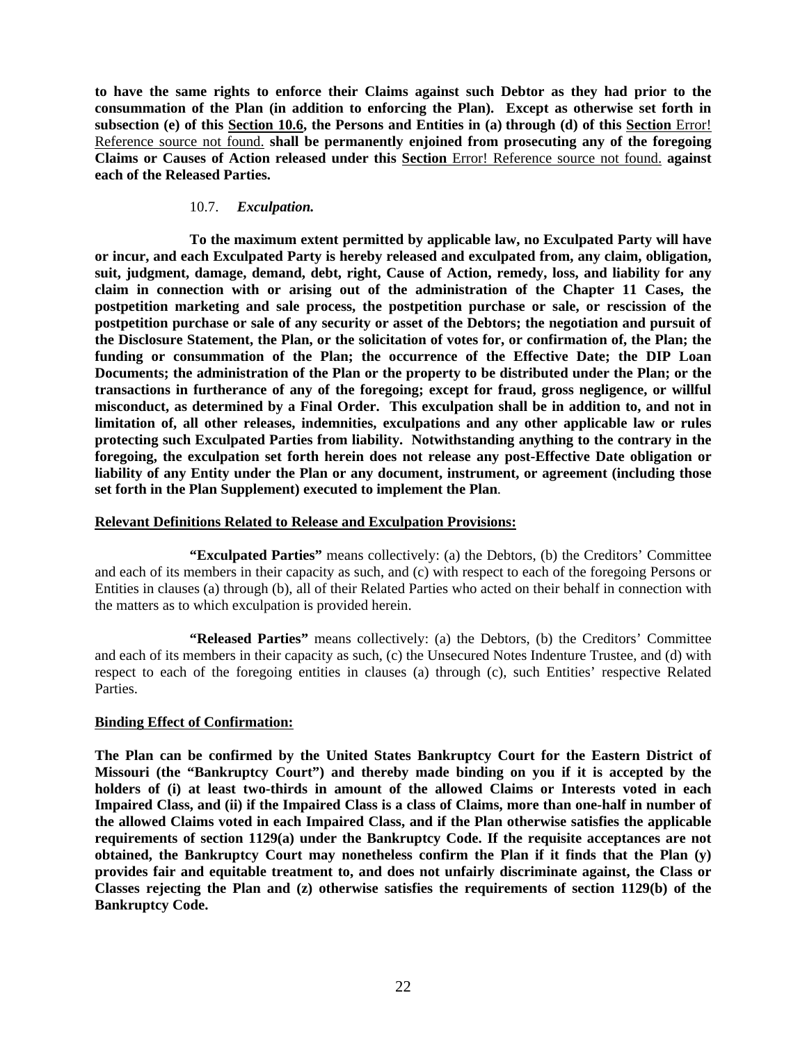**to have the same rights to enforce their Claims against such Debtor as they had prior to the consummation of the Plan (in addition to enforcing the Plan). Except as otherwise set forth in subsection (e) of this Section 10.6, the Persons and Entities in (a) through (d) of this Section** Error! Reference source not found. **shall be permanently enjoined from prosecuting any of the foregoing Claims or Causes of Action released under this Section** Error! Reference source not found. **against each of the Released Parties.**

10.7. ***Exculpation.***

**To the maximum extent permitted by applicable law, no Exculpated Party will have or incur, and each Exculpated Party is hereby released and exculpated from, any claim, obligation, suit, judgment, damage, demand, debt, right, Cause of Action, remedy, loss, and liability for any claim in connection with or arising out of the administration of the Chapter 11 Cases, the postpetition marketing and sale process, the postpetition purchase or sale, or rescission of the postpetition purchase or sale of any security or asset of the Debtors; the negotiation and pursuit of the Disclosure Statement, the Plan, or the solicitation of votes for, or confirmation of, the Plan; the funding or consummation of the Plan; the occurrence of the Effective Date; the DIP Loan Documents; the administration of the Plan or the property to be distributed under the Plan; or the transactions in furtherance of any of the foregoing; except for fraud, gross negligence, or willful misconduct, as determined by a Final Order. This exculpation shall be in addition to, and not in limitation of, all other releases, indemnities, exculpations and any other applicable law or rules protecting such Exculpated Parties from liability. Notwithstanding anything to the contrary in the foregoing, the exculpation set forth herein does not release any post-Effective Date obligation or liability of any Entity under the Plan or any document, instrument, or agreement (including those set forth in the Plan Supplement) executed to implement the Plan**.

**Relevant Definitions Related to Release and Exculpation Provisions:**

***"Exculpated Parties"*** means collectively: (a) the Debtors, (b) the Creditors' Committee and each of its members in their capacity as such, and (c) with respect to each of the foregoing Persons or Entities in clauses (a) through (b), all of their Related Parties who acted on their behalf in connection with the matters as to which exculpation is provided herein.

**"Released Parties"** means collectively: (a) the Debtors, (b) the Creditors' Committee and each of its members in their capacity as such, (c) the Unsecured Notes Indenture Trustee, and (d) with respect to each of the foregoing entities in clauses (a) through (c), such Entities' respective Related Parties.

**Binding Effect of Confirmation:**

**The Plan can be confirmed by the United States Bankruptcy Court for the Eastern District of Missouri (the "Bankruptcy Court") and thereby made binding on you if it is accepted by the holders of (i) at least two-thirds in amount of the allowed Claims or Interests voted in each Impaired Class, and (ii) if the Impaired Class is a class of Claims, more than one-half in number of the allowed Claims voted in each Impaired Class, and if the Plan otherwise satisfies the applicable requirements of section 1129(a) under the Bankruptcy Code. If the requisite acceptances are not obtained, the Bankruptcy Court may nonetheless confirm the Plan if it finds that the Plan (y) provides fair and equitable treatment to, and does not unfairly discriminate against, the Class or Classes rejecting the Plan and (z) otherwise satisfies the requirements of section 1129(b) of the Bankruptcy Code.**